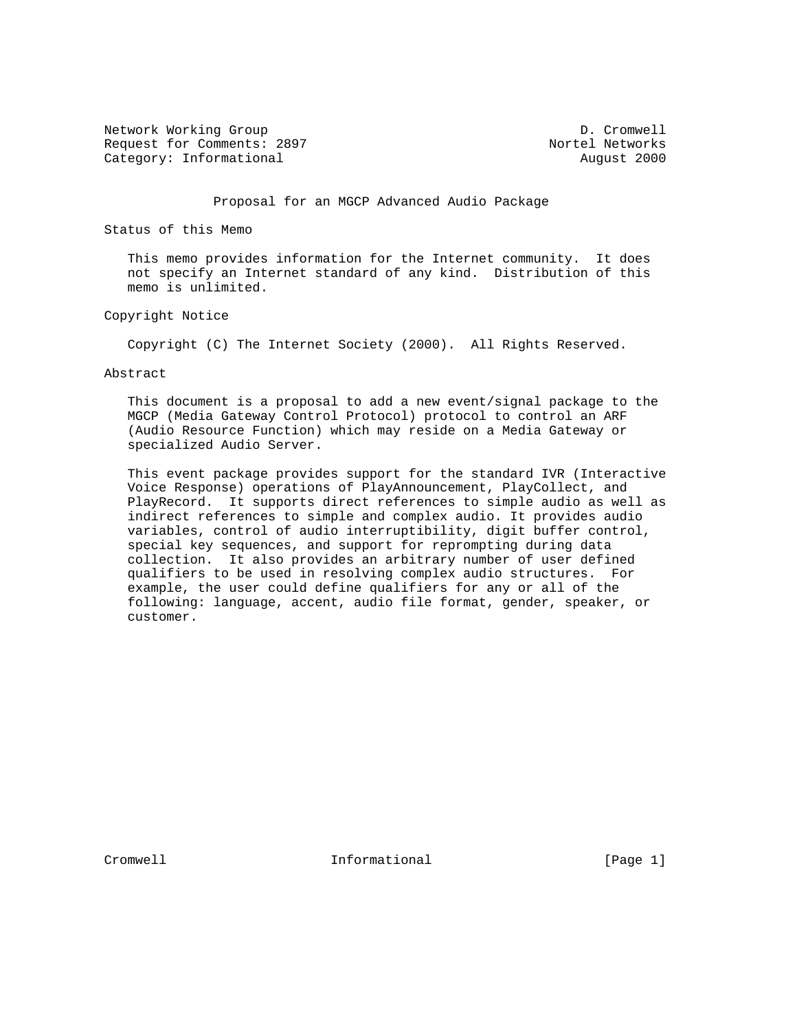Network Working Group D. Cromwell
Request for Comments: 2897 Nortel Networks
Category: Informational August 2000

# Proposal for an MGCP Advanced Audio Package

## Status of this Memo

This memo provides information for the Internet community. It does not specify an Internet standard of any kind. Distribution of this memo is unlimited.

## Copyright Notice

Copyright (C) The Internet Society (2000). All Rights Reserved.

## Abstract

This document is a proposal to add a new event/signal package to the MGCP (Media Gateway Control Protocol) protocol to control an ARF (Audio Resource Function) which may reside on a Media Gateway or specialized Audio Server.

This event package provides support for the standard IVR (Interactive Voice Response) operations of PlayAnnouncement, PlayCollect, and PlayRecord. It supports direct references to simple audio as well as indirect references to simple and complex audio. It provides audio variables, control of audio interruptibility, digit buffer control, special key sequences, and support for reprompting during data collection. It also provides an arbitrary number of user defined qualifiers to be used in resolving complex audio structures. For example, the user could define qualifiers for any or all of the following: language, accent, audio file format, gender, speaker, or customer.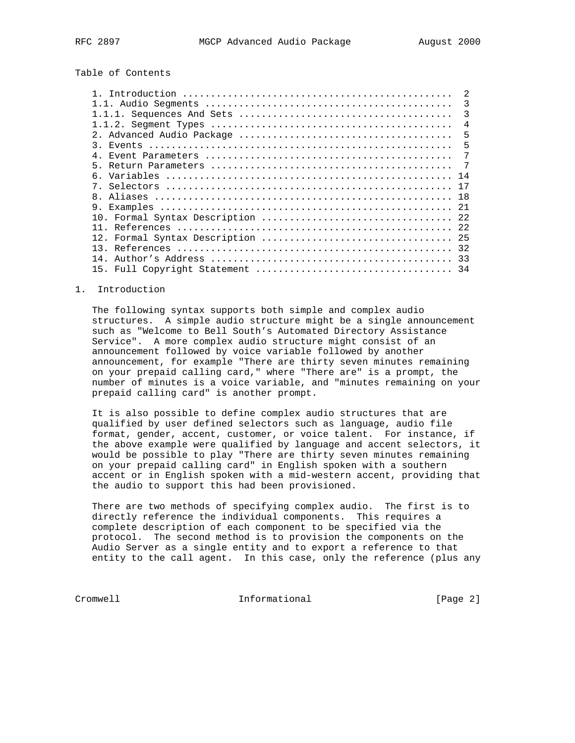Table of Contents

```
   1. Introduction ...............................................  2
   1.1. Audio Segments ...........................................  3
   1.1.1. Sequences And Sets .....................................  3
   1.1.2. Segment Types ..........................................  4
   2. Advanced Audio Package .....................................  5
   3. Events .....................................................  5
   4. Event Parameters ...........................................  7
   5. Return Parameters ..........................................  7
   6. Variables .................................................. 14
   7. Selectors .................................................. 17
   8. Aliases .................................................... 18
   9. Examples ................................................... 21
   10. Formal Syntax Description ................................. 22
   11. References ................................................ 22
   12. Formal Syntax Description ................................. 25
   13. References ................................................ 32
   14. Author's Address .......................................... 33
   15. Full Copyright Statement .................................. 34
```

# 1. Introduction

The following syntax supports both simple and complex audio structures. A simple audio structure might be a single announcement such as "Welcome to Bell South's Automated Directory Assistance Service". A more complex audio structure might consist of an announcement followed by voice variable followed by another announcement, for example "There are thirty seven minutes remaining on your prepaid calling card," where "There are" is a prompt, the number of minutes is a voice variable, and "minutes remaining on your prepaid calling card" is another prompt.

It is also possible to define complex audio structures that are qualified by user defined selectors such as language, audio file format, gender, accent, customer, or voice talent. For instance, if the above example were qualified by language and accent selectors, it would be possible to play "There are thirty seven minutes remaining on your prepaid calling card" in English spoken with a southern accent or in English spoken with a mid-western accent, providing that the audio to support this had been provisioned.

There are two methods of specifying complex audio. The first is to directly reference the individual components. This requires a complete description of each component to be specified via the protocol. The second method is to provision the components on the Audio Server as a single entity and to export a reference to that entity to the call agent. In this case, only the reference (plus any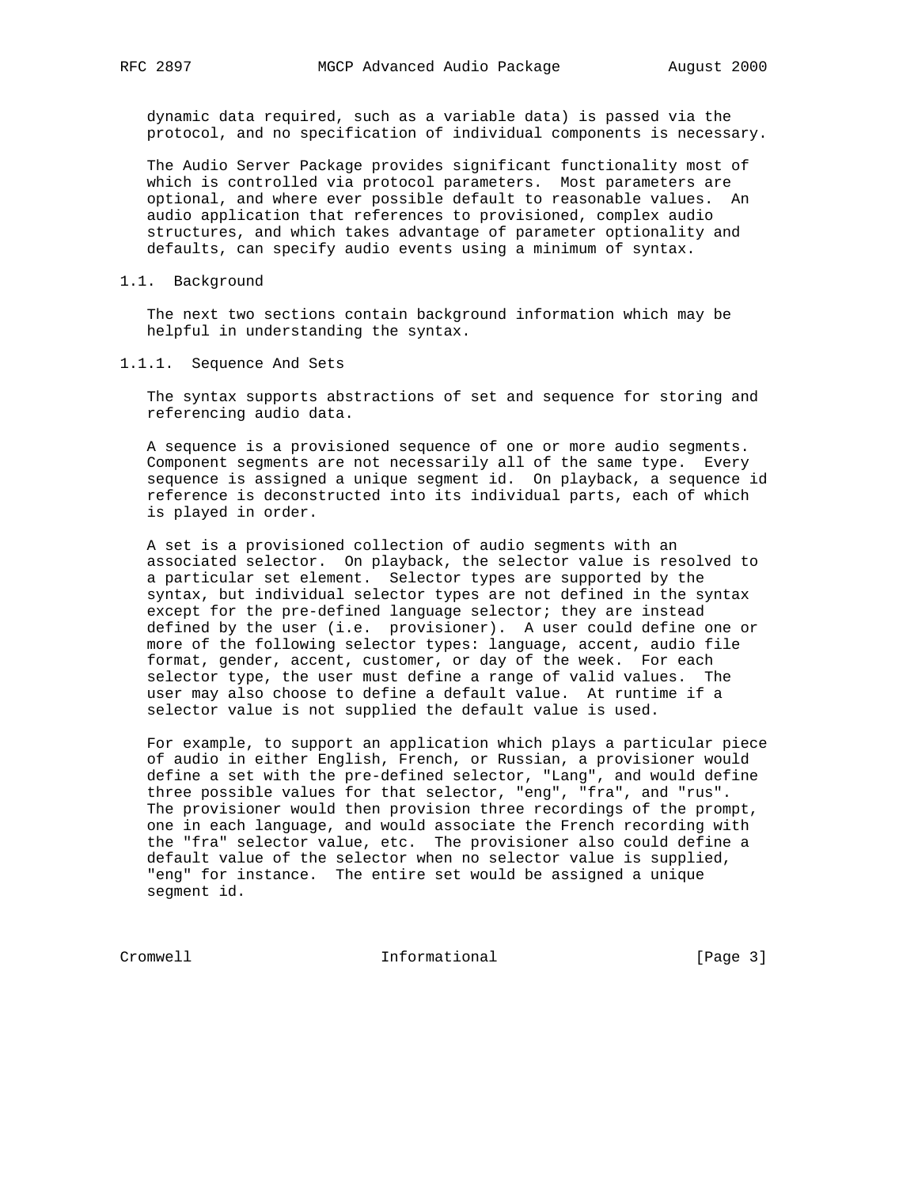dynamic data required, such as a variable data) is passed via the protocol, and no specification of individual components is necessary.

The Audio Server Package provides significant functionality most of which is controlled via protocol parameters. Most parameters are optional, and where ever possible default to reasonable values. An audio application that references to provisioned, complex audio structures, and which takes advantage of parameter optionality and defaults, can specify audio events using a minimum of syntax.

## 1.1. Background

The next two sections contain background information which may be helpful in understanding the syntax.

### 1.1.1. Sequence And Sets

The syntax supports abstractions of set and sequence for storing and referencing audio data.

A sequence is a provisioned sequence of one or more audio segments. Component segments are not necessarily all of the same type. Every sequence is assigned a unique segment id. On playback, a sequence id reference is deconstructed into its individual parts, each of which is played in order.

A set is a provisioned collection of audio segments with an associated selector. On playback, the selector value is resolved to a particular set element. Selector types are supported by the syntax, but individual selector types are not defined in the syntax except for the pre-defined language selector; they are instead defined by the user (i.e. provisioner). A user could define one or more of the following selector types: language, accent, audio file format, gender, accent, customer, or day of the week. For each selector type, the user must define a range of valid values. The user may also choose to define a default value. At runtime if a selector value is not supplied the default value is used.

For example, to support an application which plays a particular piece of audio in either English, French, or Russian, a provisioner would define a set with the pre-defined selector, "Lang", and would define three possible values for that selector, "eng", "fra", and "rus". The provisioner would then provision three recordings of the prompt, one in each language, and would associate the French recording with the "fra" selector value, etc. The provisioner also could define a default value of the selector when no selector value is supplied, "eng" for instance. The entire set would be assigned a unique segment id.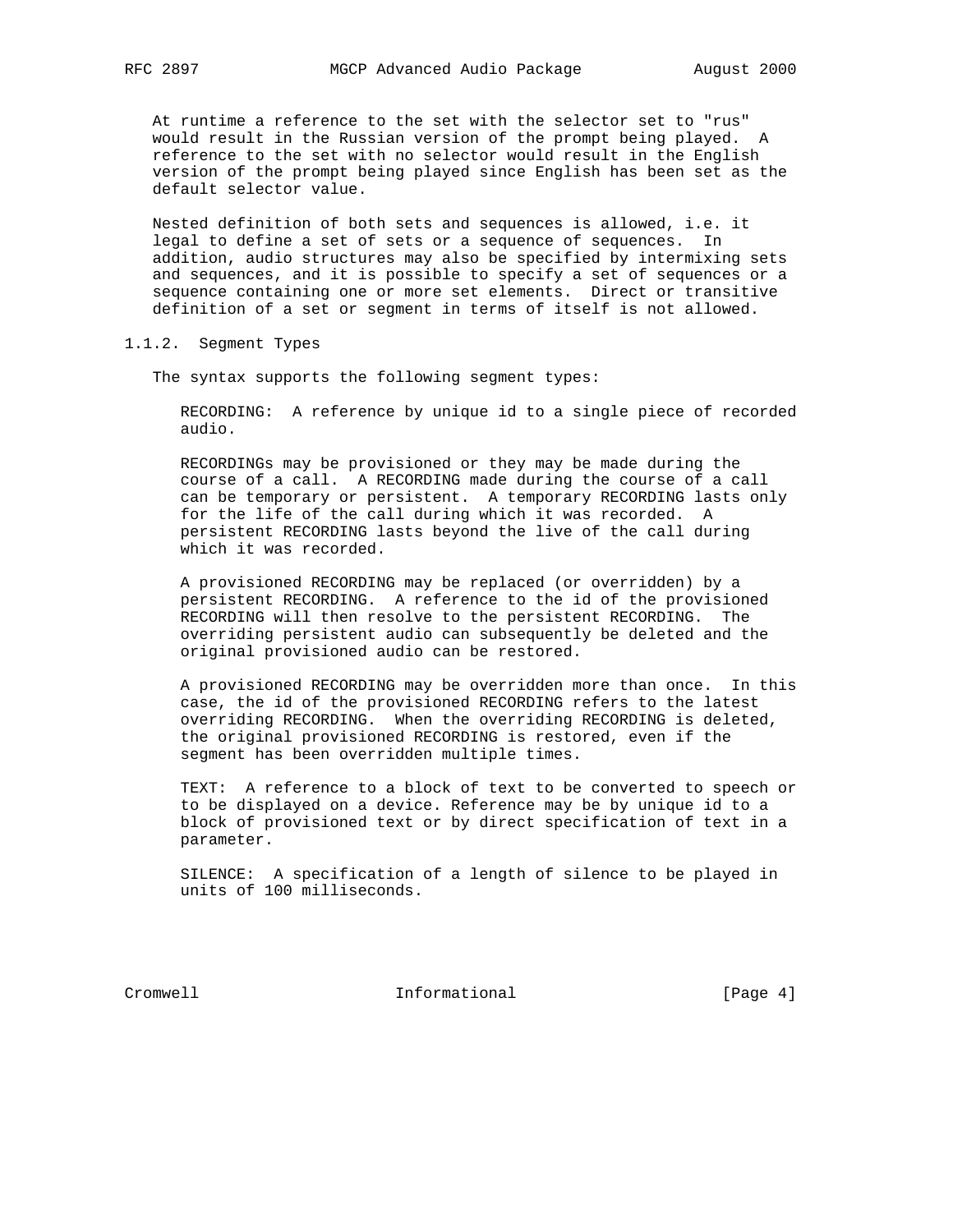At runtime a reference to the set with the selector set to "rus" would result in the Russian version of the prompt being played. A reference to the set with no selector would result in the English version of the prompt being played since English has been set as the default selector value.

Nested definition of both sets and sequences is allowed, i.e. it legal to define a set of sets or a sequence of sequences. In addition, audio structures may also be specified by intermixing sets and sequences, and it is possible to specify a set of sequences or a sequence containing one or more set elements. Direct or transitive definition of a set or segment in terms of itself is not allowed.

### 1.1.2. Segment Types

The syntax supports the following segment types:

RECORDING: A reference by unique id to a single piece of recorded audio.

RECORDINGs may be provisioned or they may be made during the course of a call. A RECORDING made during the course of a call can be temporary or persistent. A temporary RECORDING lasts only for the life of the call during which it was recorded. A persistent RECORDING lasts beyond the live of the call during which it was recorded.

A provisioned RECORDING may be replaced (or overridden) by a persistent RECORDING. A reference to the id of the provisioned RECORDING will then resolve to the persistent RECORDING. The overriding persistent audio can subsequently be deleted and the original provisioned audio can be restored.

A provisioned RECORDING may be overridden more than once. In this case, the id of the provisioned RECORDING refers to the latest overriding RECORDING. When the overriding RECORDING is deleted, the original provisioned RECORDING is restored, even if the segment has been overridden multiple times.

TEXT: A reference to a block of text to be converted to speech or to be displayed on a device. Reference may be by unique id to a block of provisioned text or by direct specification of text in a parameter.

SILENCE: A specification of a length of silence to be played in units of 100 milliseconds.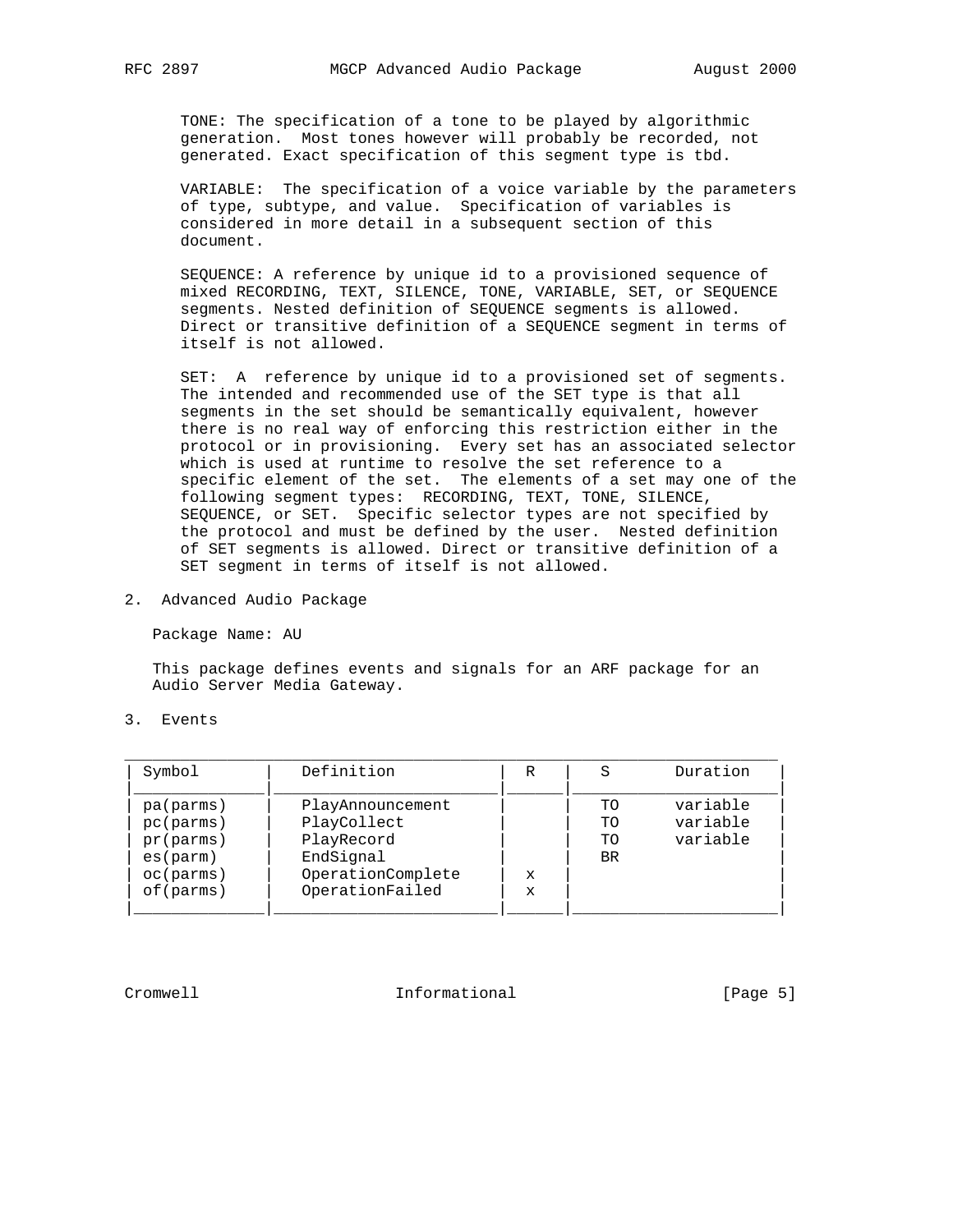TONE: The specification of a tone to be played by algorithmic generation. Most tones however will probably be recorded, not generated. Exact specification of this segment type is tbd.

VARIABLE: The specification of a voice variable by the parameters of type, subtype, and value. Specification of variables is considered in more detail in a subsequent section of this document.

SEQUENCE: A reference by unique id to a provisioned sequence of mixed RECORDING, TEXT, SILENCE, TONE, VARIABLE, SET, or SEQUENCE segments. Nested definition of SEQUENCE segments is allowed. Direct or transitive definition of a SEQUENCE segment in terms of itself is not allowed.

SET: A reference by unique id to a provisioned set of segments. The intended and recommended use of the SET type is that all segments in the set should be semantically equivalent, however there is no real way of enforcing this restriction either in the protocol or in provisioning. Every set has an associated selector which is used at runtime to resolve the set reference to a specific element of the set. The elements of a set may one of the following segment types: RECORDING, TEXT, TONE, SILENCE, SEQUENCE, or SET. Specific selector types are not specified by the protocol and must be defined by the user. Nested definition of SET segments is allowed. Direct or transitive definition of a SET segment in terms of itself is not allowed.

## 2. Advanced Audio Package

Package Name: AU

This package defines events and signals for an ARF package for an Audio Server Media Gateway.

## 3. Events

| Symbol | Definition | R | S | Duration |
|---|---|---|---|---|
| pa(parms) | PlayAnnouncement | | TO | variable |
| pc(parms) | PlayCollect | | TO | variable |
| pr(parms) | PlayRecord | | TO | variable |
| es(parm) | EndSignal | | BR | |
| oc(parms) | OperationComplete | x | | |
| of(parms) | OperationFailed | x | | |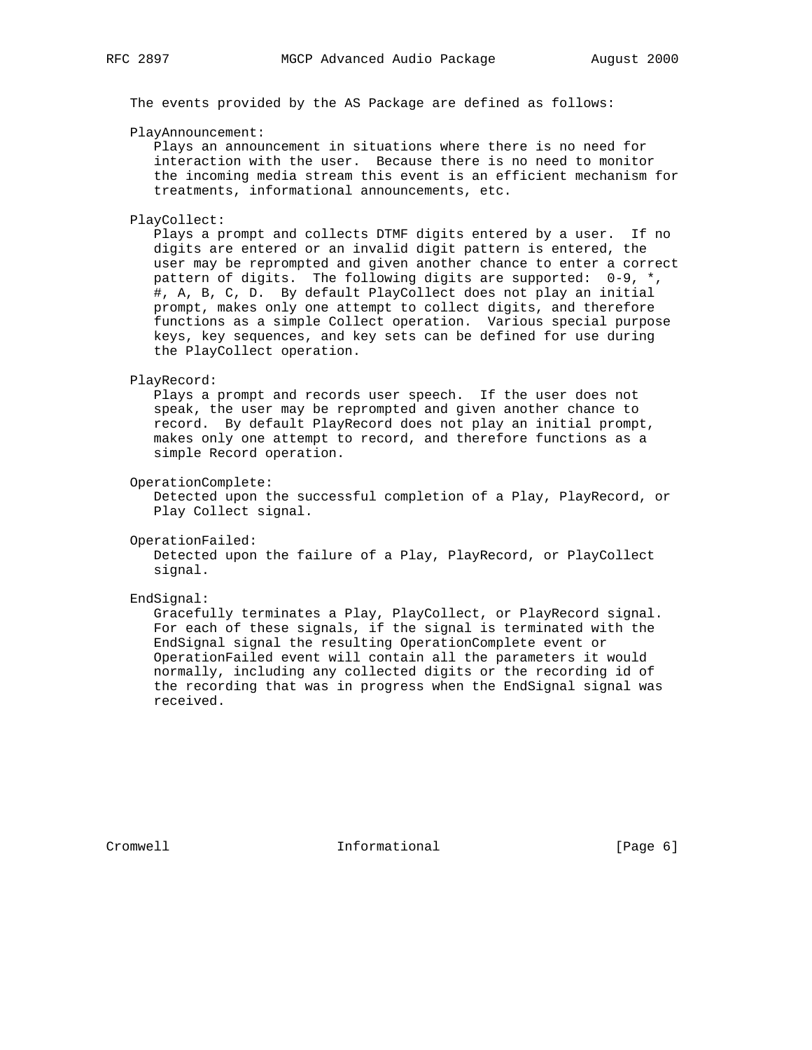The events provided by the AS Package are defined as follows:

PlayAnnouncement:
Plays an announcement in situations where there is no need for interaction with the user. Because there is no need to monitor the incoming media stream this event is an efficient mechanism for treatments, informational announcements, etc.

PlayCollect:
Plays a prompt and collects DTMF digits entered by a user. If no digits are entered or an invalid digit pattern is entered, the user may be reprompted and given another chance to enter a correct pattern of digits. The following digits are supported: 0-9, *, #, A, B, C, D. By default PlayCollect does not play an initial prompt, makes only one attempt to collect digits, and therefore functions as a simple Collect operation. Various special purpose keys, key sequences, and key sets can be defined for use during the PlayCollect operation.

PlayRecord:
Plays a prompt and records user speech. If the user does not speak, the user may be reprompted and given another chance to record. By default PlayRecord does not play an initial prompt, makes only one attempt to record, and therefore functions as a simple Record operation.

OperationComplete:
Detected upon the successful completion of a Play, PlayRecord, or Play Collect signal.

OperationFailed:
Detected upon the failure of a Play, PlayRecord, or PlayCollect signal.

EndSignal:
Gracefully terminates a Play, PlayCollect, or PlayRecord signal. For each of these signals, if the signal is terminated with the EndSignal signal the resulting OperationComplete event or OperationFailed event will contain all the parameters it would normally, including any collected digits or the recording id of the recording that was in progress when the EndSignal signal was received.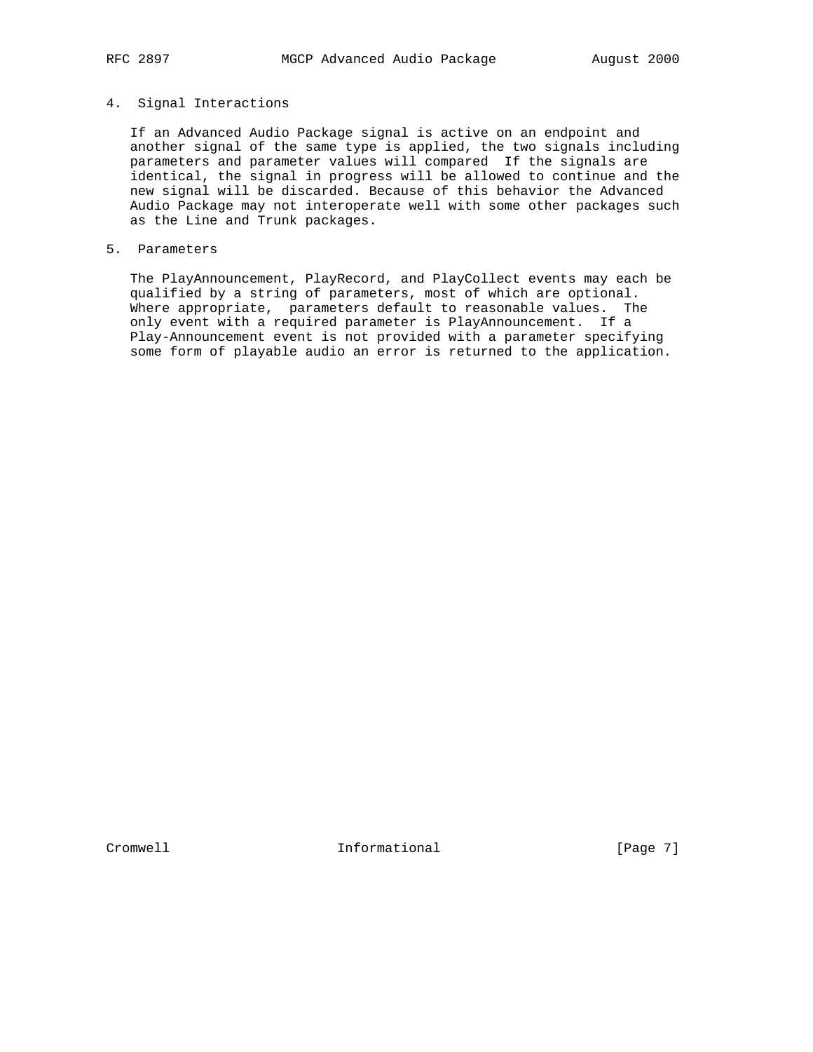## 4. Signal Interactions

If an Advanced Audio Package signal is active on an endpoint and another signal of the same type is applied, the two signals including parameters and parameter values will compared  If the signals are identical, the signal in progress will be allowed to continue and the new signal will be discarded. Because of this behavior the Advanced Audio Package may not interoperate well with some other packages such as the Line and Trunk packages.

## 5. Parameters

The PlayAnnouncement, PlayRecord, and PlayCollect events may each be qualified by a string of parameters, most of which are optional. Where appropriate,  parameters default to reasonable values.  The only event with a required parameter is PlayAnnouncement.  If a Play-Announcement event is not provided with a parameter specifying some form of playable audio an error is returned to the application.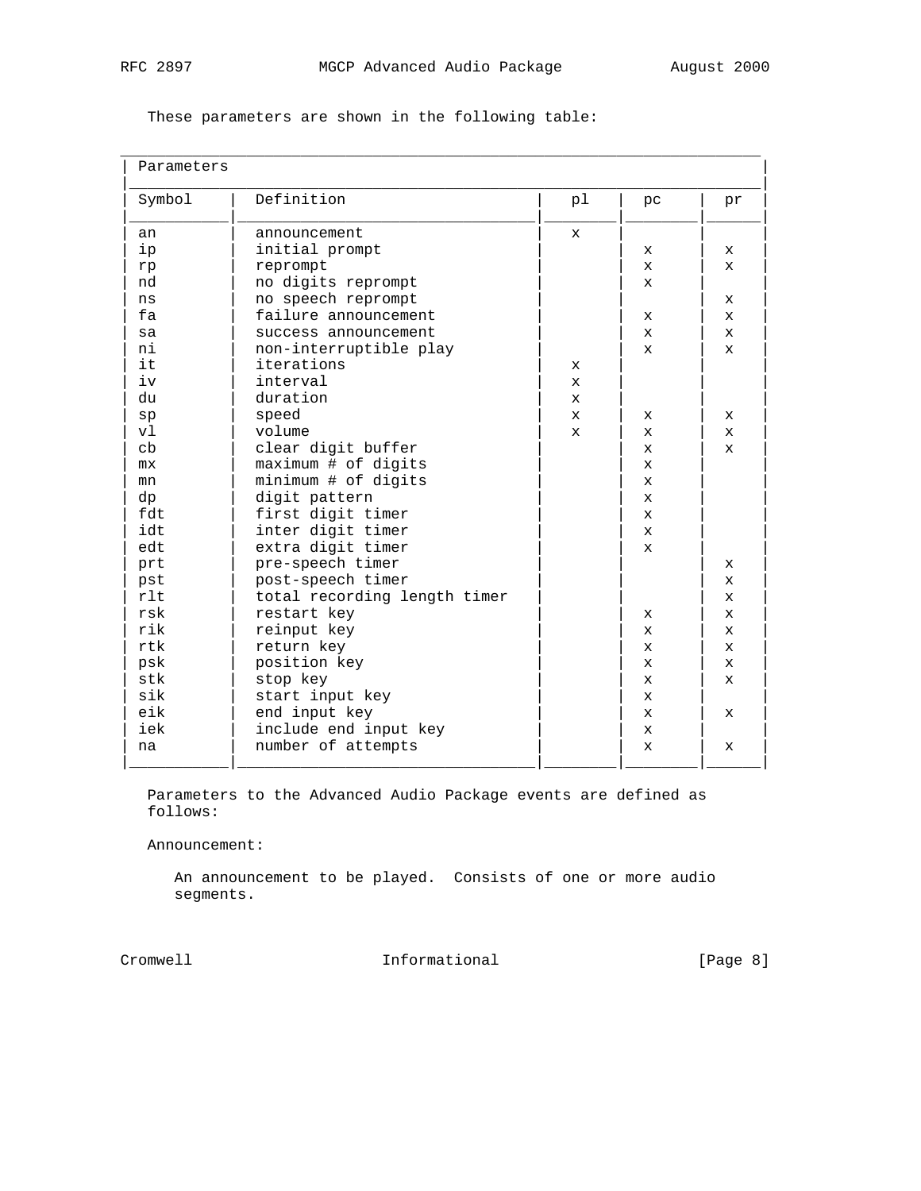These parameters are shown in the following table:

| Parameters | | | | |
|---|---|---|---|---|
| Symbol | Definition | pl | pc | pr |
| an | announcement | x | | |
| ip | initial prompt | | x | x |
| rp | reprompt | | x | x |
| nd | no digits reprompt | | x | |
| ns | no speech reprompt | | | x |
| fa | failure announcement | | x | x |
| sa | success announcement | | x | x |
| ni | non-interruptible play | | x | x |
| it | iterations | x | | |
| iv | interval | x | | |
| du | duration | x | | |
| sp | speed | x | x | x |
| vl | volume | x | x | x |
| cb | clear digit buffer | | x | x |
| mx | maximum # of digits | | x | |
| mn | minimum # of digits | | x | |
| dp | digit pattern | | x | |
| fdt | first digit timer | | x | |
| idt | inter digit timer | | x | |
| edt | extra digit timer | | x | |
| prt | pre-speech timer | | | x |
| pst | post-speech timer | | | x |
| rlt | total recording length timer | | | x |
| rsk | restart key | | x | x |
| rik | reinput key | | x | x |
| rtk | return key | | x | x |
| psk | position key | | x | x |
| stk | stop key | | x | x |
| sik | start input key | | x | |
| eik | end input key | | x | x |
| iek | include end input key | | x | |
| na | number of attempts | | x | x |

Parameters to the Advanced Audio Package events are defined as follows:

Announcement:

An announcement to be played. Consists of one or more audio segments.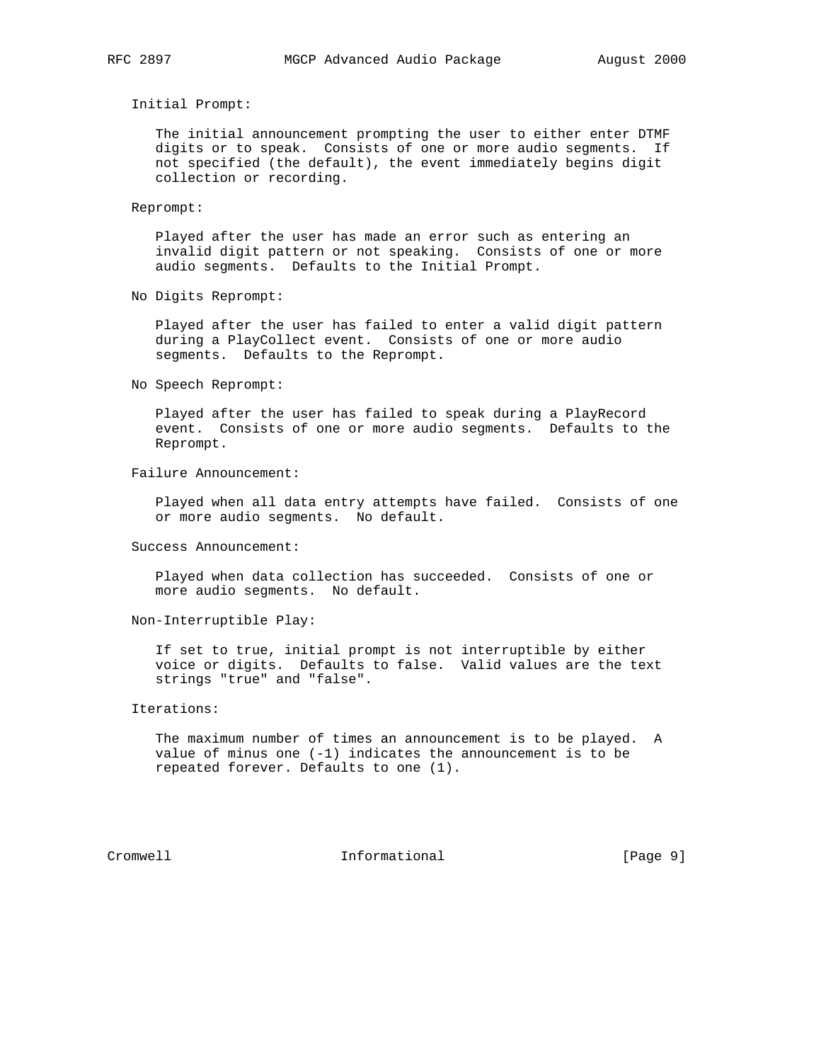Initial Prompt:

The initial announcement prompting the user to either enter DTMF digits or to speak. Consists of one or more audio segments. If not specified (the default), the event immediately begins digit collection or recording.

Reprompt:

Played after the user has made an error such as entering an invalid digit pattern or not speaking. Consists of one or more audio segments. Defaults to the Initial Prompt.

No Digits Reprompt:

Played after the user has failed to enter a valid digit pattern during a PlayCollect event. Consists of one or more audio segments. Defaults to the Reprompt.

No Speech Reprompt:

Played after the user has failed to speak during a PlayRecord event. Consists of one or more audio segments. Defaults to the Reprompt.

Failure Announcement:

Played when all data entry attempts have failed. Consists of one or more audio segments. No default.

Success Announcement:

Played when data collection has succeeded. Consists of one or more audio segments. No default.

Non-Interruptible Play:

If set to true, initial prompt is not interruptible by either voice or digits. Defaults to false. Valid values are the text strings "true" and "false".

Iterations:

The maximum number of times an announcement is to be played. A value of minus one (-1) indicates the announcement is to be repeated forever. Defaults to one (1).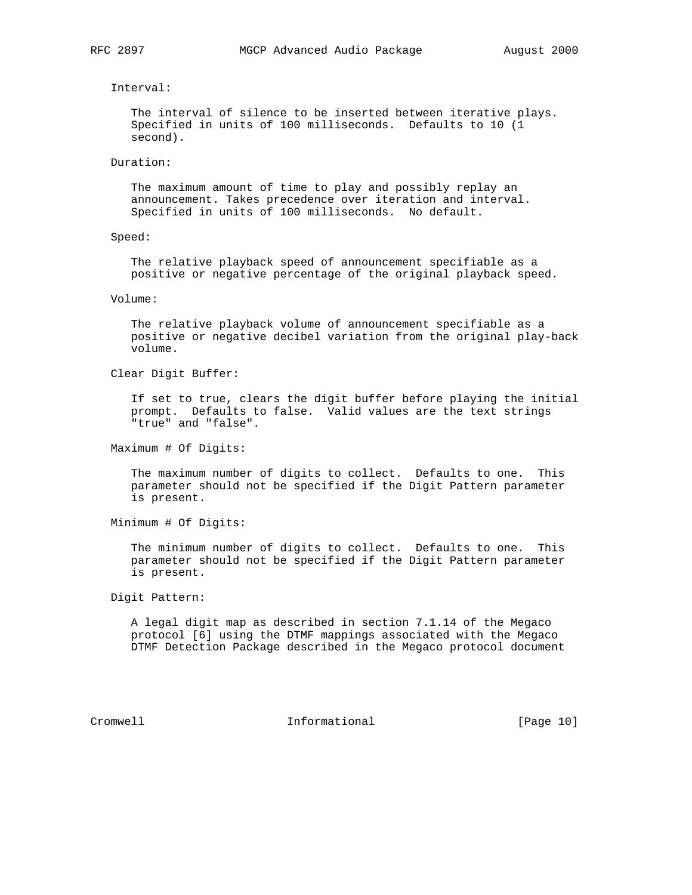Interval:

The interval of silence to be inserted between iterative plays. Specified in units of 100 milliseconds. Defaults to 10 (1 second).

Duration:

The maximum amount of time to play and possibly replay an announcement. Takes precedence over iteration and interval. Specified in units of 100 milliseconds. No default.

Speed:

The relative playback speed of announcement specifiable as a positive or negative percentage of the original playback speed.

Volume:

The relative playback volume of announcement specifiable as a positive or negative decibel variation from the original play-back volume.

Clear Digit Buffer:

If set to true, clears the digit buffer before playing the initial prompt. Defaults to false. Valid values are the text strings "true" and "false".

Maximum # Of Digits:

The maximum number of digits to collect. Defaults to one. This parameter should not be specified if the Digit Pattern parameter is present.

Minimum # Of Digits:

The minimum number of digits to collect. Defaults to one. This parameter should not be specified if the Digit Pattern parameter is present.

Digit Pattern:

A legal digit map as described in section 7.1.14 of the Megaco protocol [6] using the DTMF mappings associated with the Megaco DTMF Detection Package described in the Megaco protocol document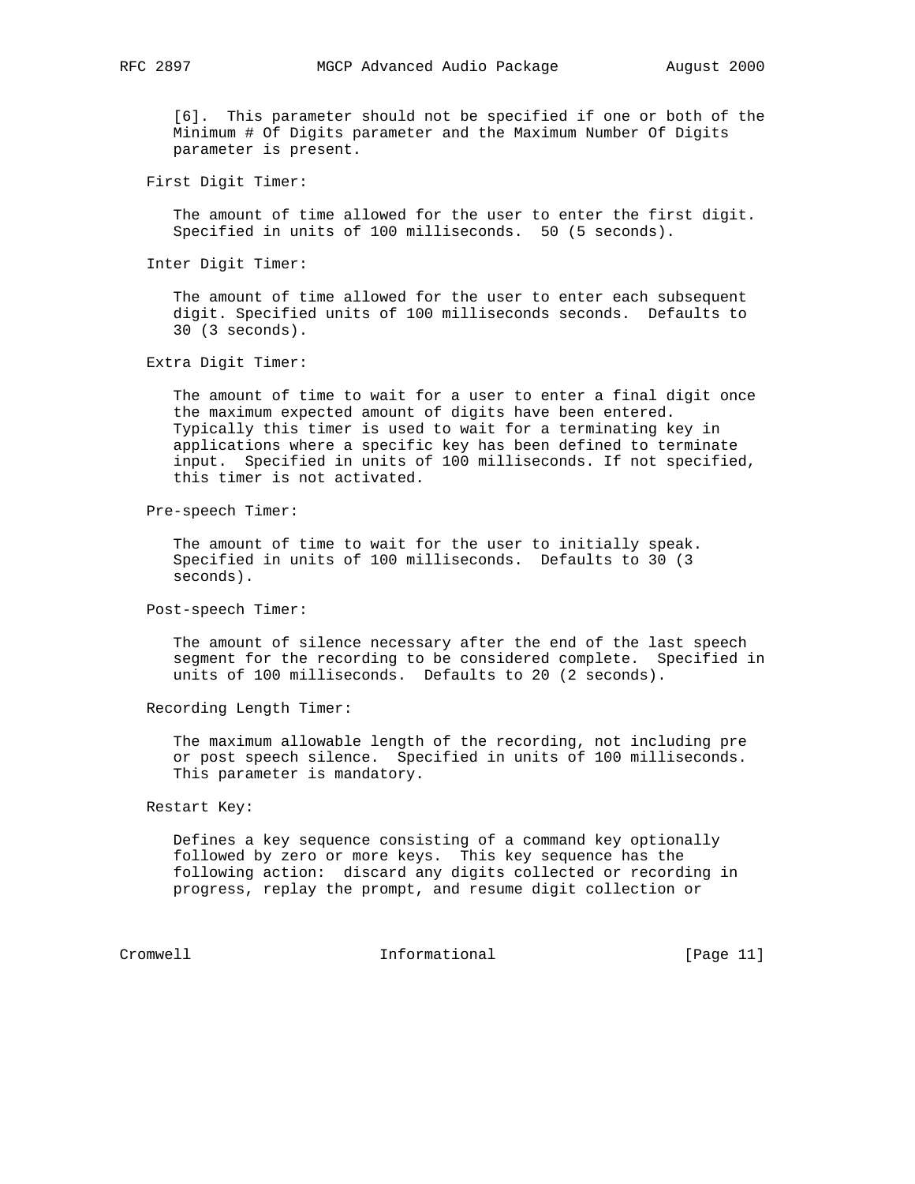[6]. This parameter should not be specified if one or both of the Minimum # Of Digits parameter and the Maximum Number Of Digits parameter is present.

First Digit Timer:

The amount of time allowed for the user to enter the first digit. Specified in units of 100 milliseconds. 50 (5 seconds).

Inter Digit Timer:

The amount of time allowed for the user to enter each subsequent digit. Specified units of 100 milliseconds seconds. Defaults to 30 (3 seconds).

Extra Digit Timer:

The amount of time to wait for a user to enter a final digit once the maximum expected amount of digits have been entered. Typically this timer is used to wait for a terminating key in applications where a specific key has been defined to terminate input. Specified in units of 100 milliseconds. If not specified, this timer is not activated.

Pre-speech Timer:

The amount of time to wait for the user to initially speak. Specified in units of 100 milliseconds. Defaults to 30 (3 seconds).

Post-speech Timer:

The amount of silence necessary after the end of the last speech segment for the recording to be considered complete. Specified in units of 100 milliseconds. Defaults to 20 (2 seconds).

Recording Length Timer:

The maximum allowable length of the recording, not including pre or post speech silence. Specified in units of 100 milliseconds. This parameter is mandatory.

Restart Key:

Defines a key sequence consisting of a command key optionally followed by zero or more keys. This key sequence has the following action: discard any digits collected or recording in progress, replay the prompt, and resume digit collection or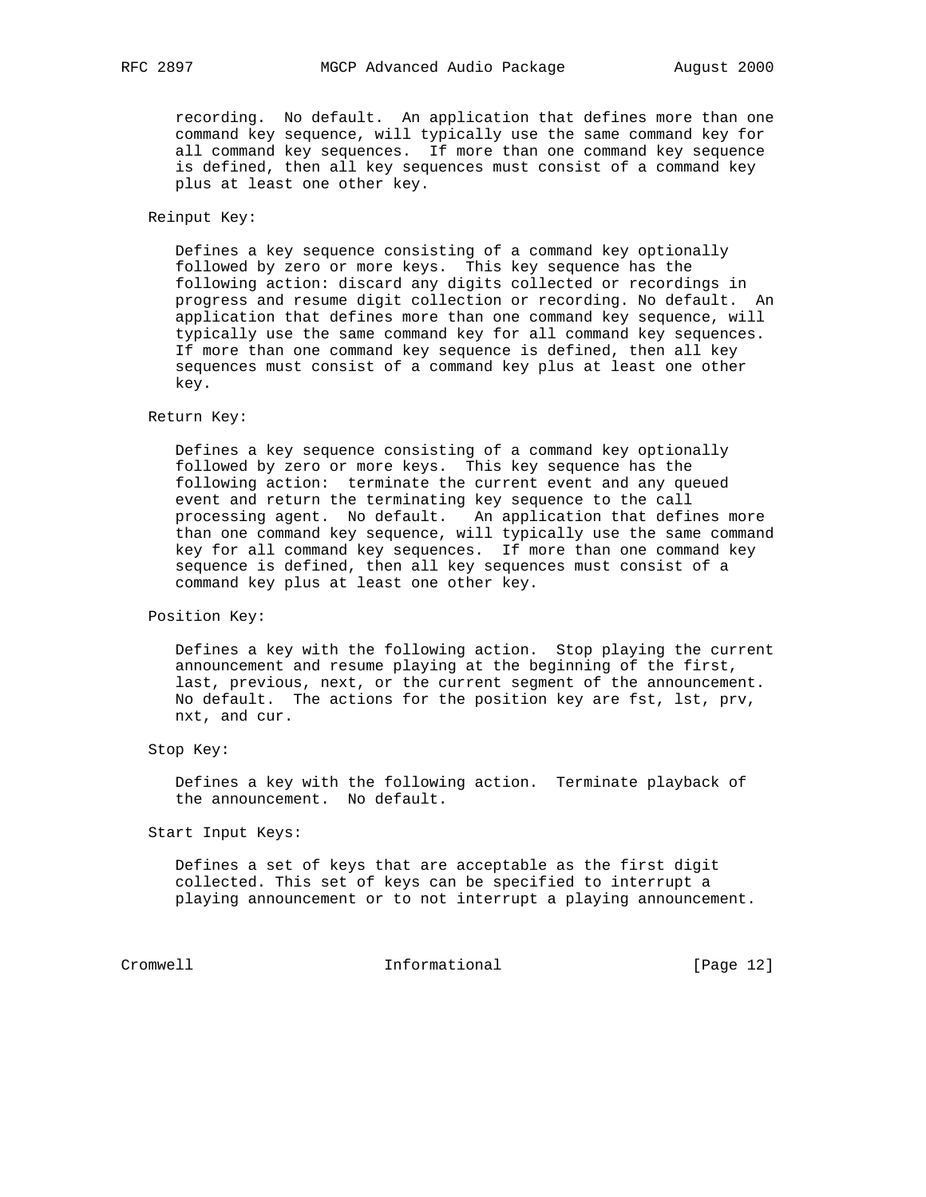recording. No default. An application that defines more than one command key sequence, will typically use the same command key for all command key sequences. If more than one command key sequence is defined, then all key sequences must consist of a command key plus at least one other key.

Reinput Key:

Defines a key sequence consisting of a command key optionally followed by zero or more keys. This key sequence has the following action: discard any digits collected or recordings in progress and resume digit collection or recording. No default. An application that defines more than one command key sequence, will typically use the same command key for all command key sequences. If more than one command key sequence is defined, then all key sequences must consist of a command key plus at least one other key.

Return Key:

Defines a key sequence consisting of a command key optionally followed by zero or more keys. This key sequence has the following action: terminate the current event and any queued event and return the terminating key sequence to the call processing agent. No default. An application that defines more than one command key sequence, will typically use the same command key for all command key sequences. If more than one command key sequence is defined, then all key sequences must consist of a command key plus at least one other key.

Position Key:

Defines a key with the following action. Stop playing the current announcement and resume playing at the beginning of the first, last, previous, next, or the current segment of the announcement. No default. The actions for the position key are fst, lst, prv, nxt, and cur.

Stop Key:

Defines a key with the following action. Terminate playback of the announcement. No default.

Start Input Keys:

Defines a set of keys that are acceptable as the first digit collected. This set of keys can be specified to interrupt a playing announcement or to not interrupt a playing announcement.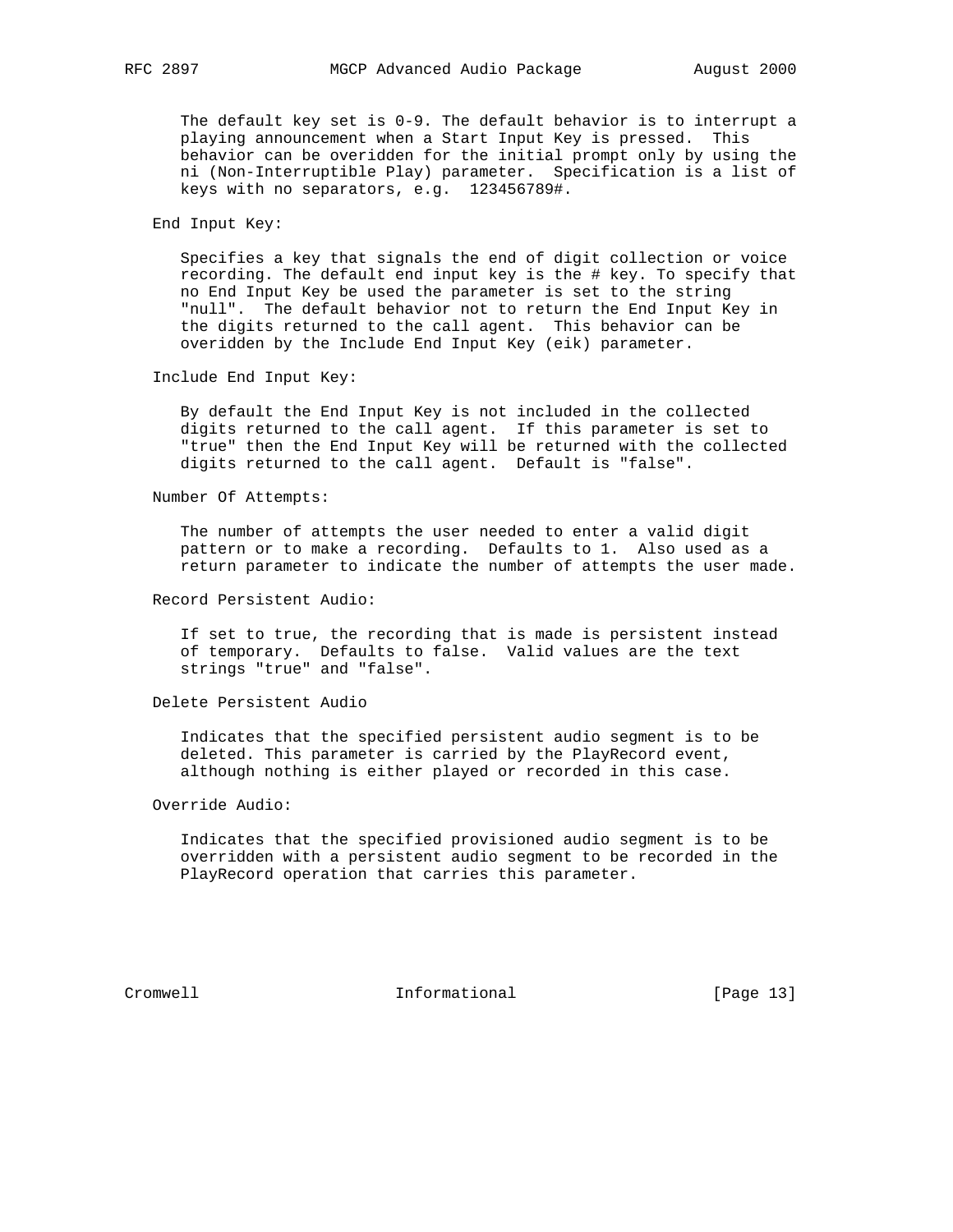The default key set is 0-9. The default behavior is to interrupt a playing announcement when a Start Input Key is pressed. This behavior can be overidden for the initial prompt only by using the ni (Non-Interruptible Play) parameter. Specification is a list of keys with no separators, e.g. 123456789#.

End Input Key:

Specifies a key that signals the end of digit collection or voice recording. The default end input key is the # key. To specify that no End Input Key be used the parameter is set to the string "null". The default behavior not to return the End Input Key in the digits returned to the call agent. This behavior can be overidden by the Include End Input Key (eik) parameter.

Include End Input Key:

By default the End Input Key is not included in the collected digits returned to the call agent. If this parameter is set to "true" then the End Input Key will be returned with the collected digits returned to the call agent. Default is "false".

Number Of Attempts:

The number of attempts the user needed to enter a valid digit pattern or to make a recording. Defaults to 1. Also used as a return parameter to indicate the number of attempts the user made.

Record Persistent Audio:

If set to true, the recording that is made is persistent instead of temporary. Defaults to false. Valid values are the text strings "true" and "false".

Delete Persistent Audio

Indicates that the specified persistent audio segment is to be deleted. This parameter is carried by the PlayRecord event, although nothing is either played or recorded in this case.

Override Audio:

Indicates that the specified provisioned audio segment is to be overridden with a persistent audio segment to be recorded in the PlayRecord operation that carries this parameter.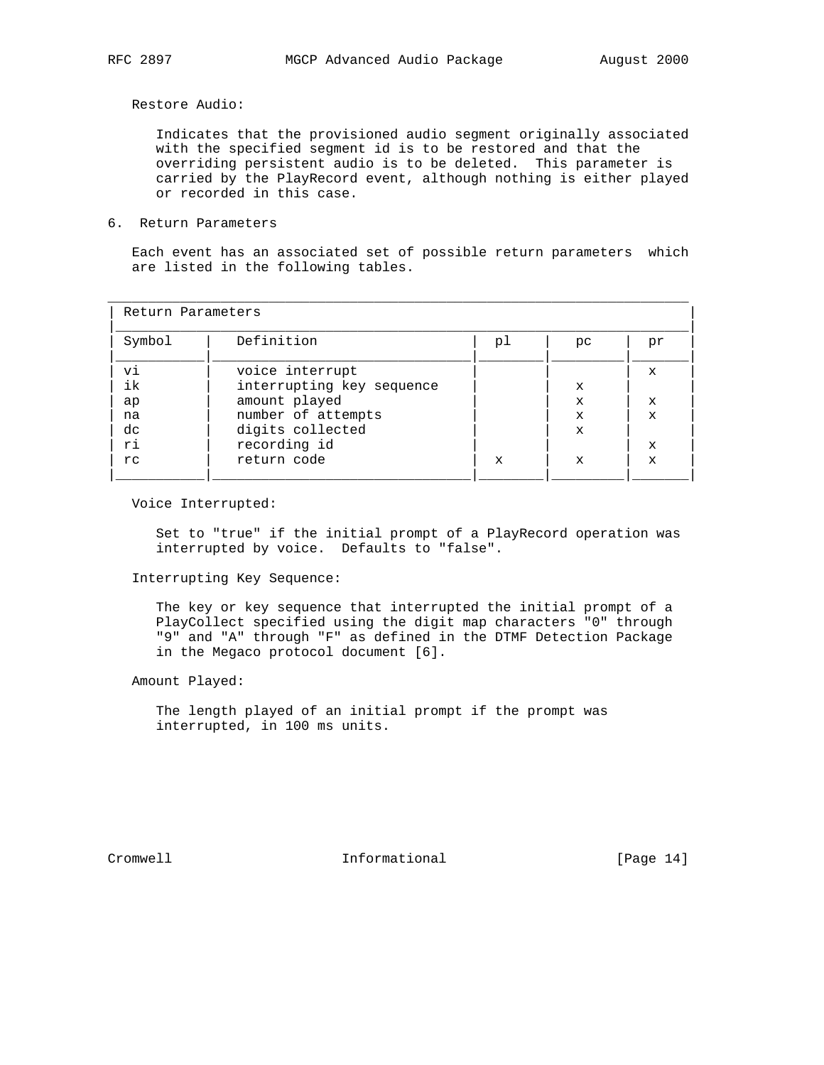Restore Audio:

Indicates that the provisioned audio segment originally associated with the specified segment id is to be restored and that the overriding persistent audio is to be deleted. This parameter is carried by the PlayRecord event, although nothing is either played or recorded in this case.

## 6. Return Parameters

Each event has an associated set of possible return parameters which are listed in the following tables.

| Return Parameters | | | | |
|---|---|---|---|---|
| Symbol | Definition | pl | pc | pr |
| vi | voice interrupt | | | x |
| ik | interrupting key sequence | | x | |
| ap | amount played | | x | x |
| na | number of attempts | | x | x |
| dc | digits collected | | x | |
| ri | recording id | | | x |
| rc | return code | x | x | x |

Voice Interrupted:

Set to "true" if the initial prompt of a PlayRecord operation was interrupted by voice. Defaults to "false".

Interrupting Key Sequence:

The key or key sequence that interrupted the initial prompt of a PlayCollect specified using the digit map characters "0" through "9" and "A" through "F" as defined in the DTMF Detection Package in the Megaco protocol document [6].

Amount Played:

The length played of an initial prompt if the prompt was interrupted, in 100 ms units.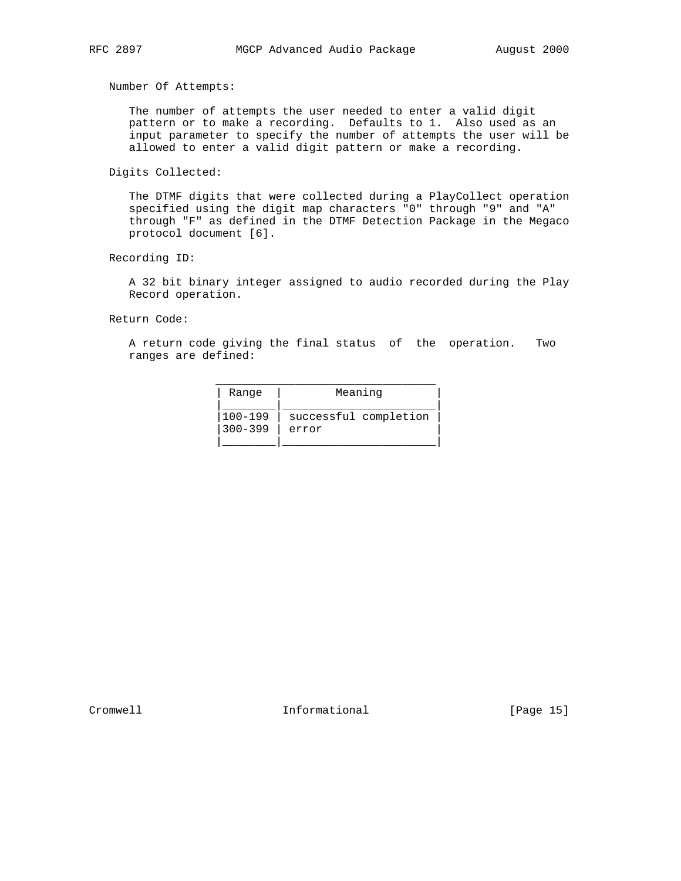Number Of Attempts:

The number of attempts the user needed to enter a valid digit pattern or to make a recording. Defaults to 1. Also used as an input parameter to specify the number of attempts the user will be allowed to enter a valid digit pattern or make a recording.

Digits Collected:

The DTMF digits that were collected during a PlayCollect operation specified using the digit map characters "0" through "9" and "A" through "F" as defined in the DTMF Detection Package in the Megaco protocol document [6].

Recording ID:

A 32 bit binary integer assigned to audio recorded during the Play Record operation.

Return Code:

A return code giving the final status of the operation. Two ranges are defined:

| Range | Meaning |
|---|---|
| 100-199 | successful completion |
| 300-399 | error |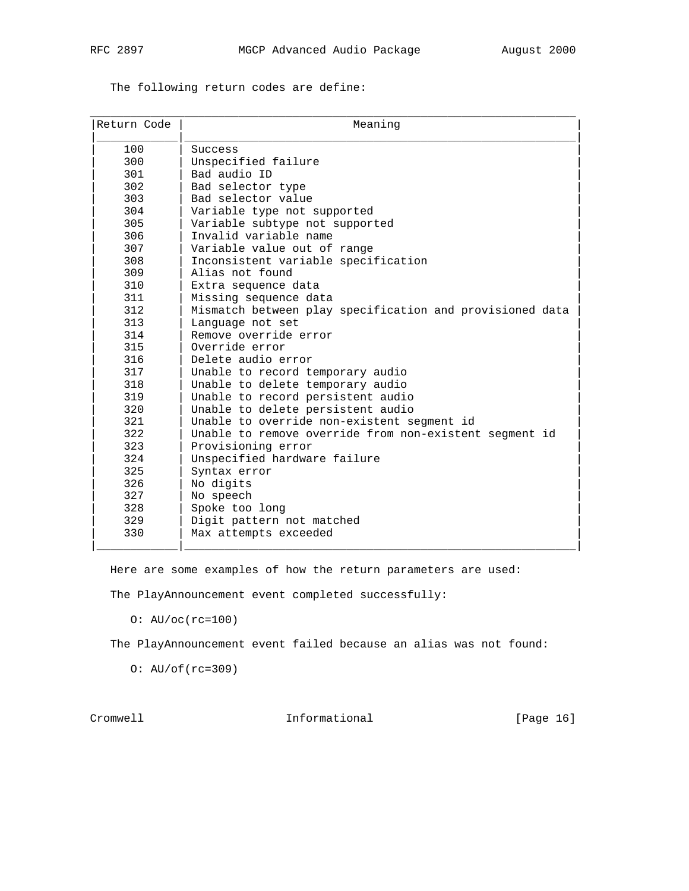The following return codes are define:

| Return Code | Meaning |
| --- | --- |
| 100 | Success |
| 300 | Unspecified failure |
| 301 | Bad audio ID |
| 302 | Bad selector type |
| 303 | Bad selector value |
| 304 | Variable type not supported |
| 305 | Variable subtype not supported |
| 306 | Invalid variable name |
| 307 | Variable value out of range |
| 308 | Inconsistent variable specification |
| 309 | Alias not found |
| 310 | Extra sequence data |
| 311 | Missing sequence data |
| 312 | Mismatch between play specification and provisioned data |
| 313 | Language not set |
| 314 | Remove override error |
| 315 | Override error |
| 316 | Delete audio error |
| 317 | Unable to record temporary audio |
| 318 | Unable to delete temporary audio |
| 319 | Unable to record persistent audio |
| 320 | Unable to delete persistent audio |
| 321 | Unable to override non-existent segment id |
| 322 | Unable to remove override from non-existent segment id |
| 323 | Provisioning error |
| 324 | Unspecified hardware failure |
| 325 | Syntax error |
| 326 | No digits |
| 327 | No speech |
| 328 | Spoke too long |
| 329 | Digit pattern not matched |
| 330 | Max attempts exceeded |

Here are some examples of how the return parameters are used:

The PlayAnnouncement event completed successfully:

```
O: AU/oc(rc=100)
```

The PlayAnnouncement event failed because an alias was not found:

```
O: AU/of(rc=309)
```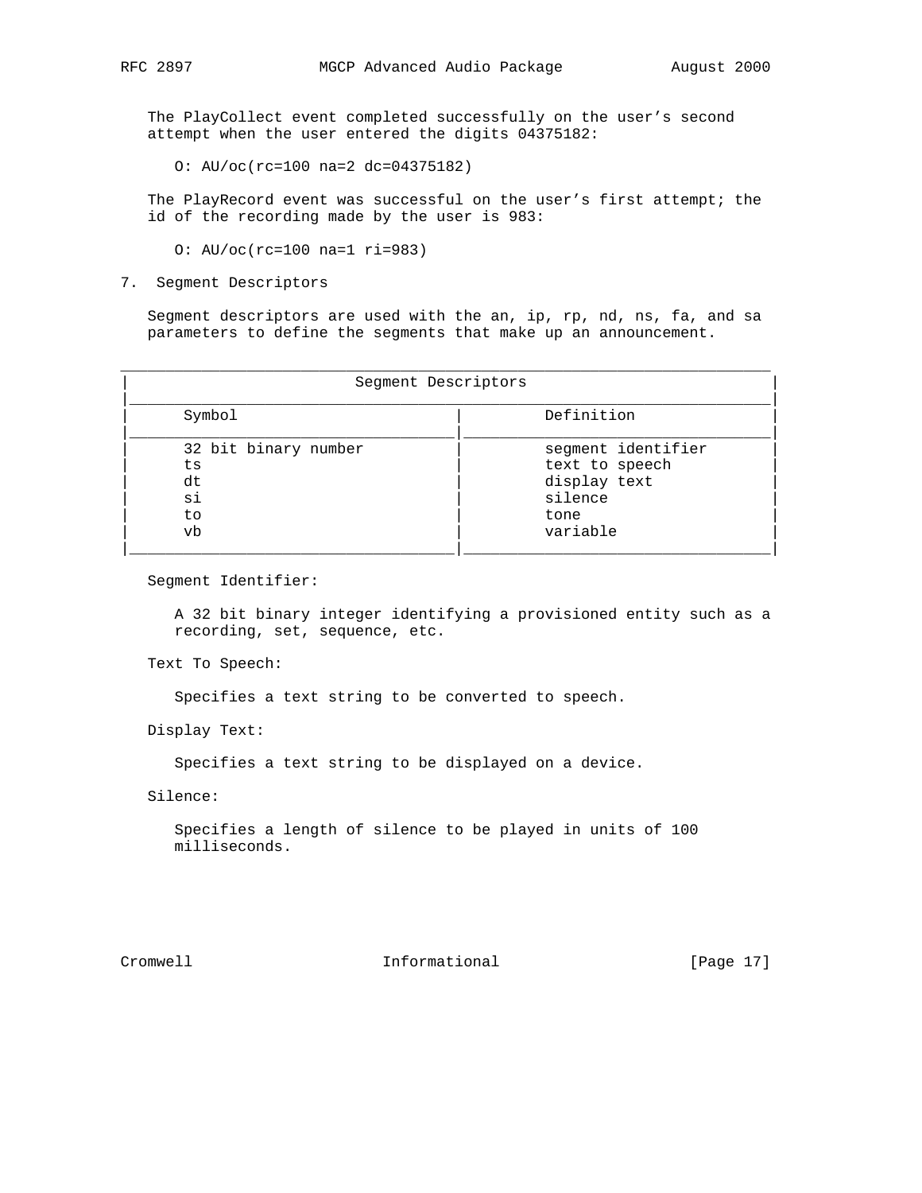The PlayCollect event completed successfully on the user's second attempt when the user entered the digits 04375182:

```
O: AU/oc(rc=100 na=2 dc=04375182)
```

The PlayRecord event was successful on the user's first attempt; the id of the recording made by the user is 983:

```
O: AU/oc(rc=100 na=1 ri=983)
```

## 7. Segment Descriptors

Segment descriptors are used with the an, ip, rp, nd, ns, fa, and sa parameters to define the segments that make up an announcement.

Segment Descriptors

| Symbol | Definition |
|---|---|
| 32 bit binary number | segment identifier |
| ts | text to speech |
| dt | display text |
| si | silence |
| to | tone |
| vb | variable |

Segment Identifier:

A 32 bit binary integer identifying a provisioned entity such as a recording, set, sequence, etc.

Text To Speech:

Specifies a text string to be converted to speech.

Display Text:

Specifies a text string to be displayed on a device.

Silence:

Specifies a length of silence to be played in units of 100 milliseconds.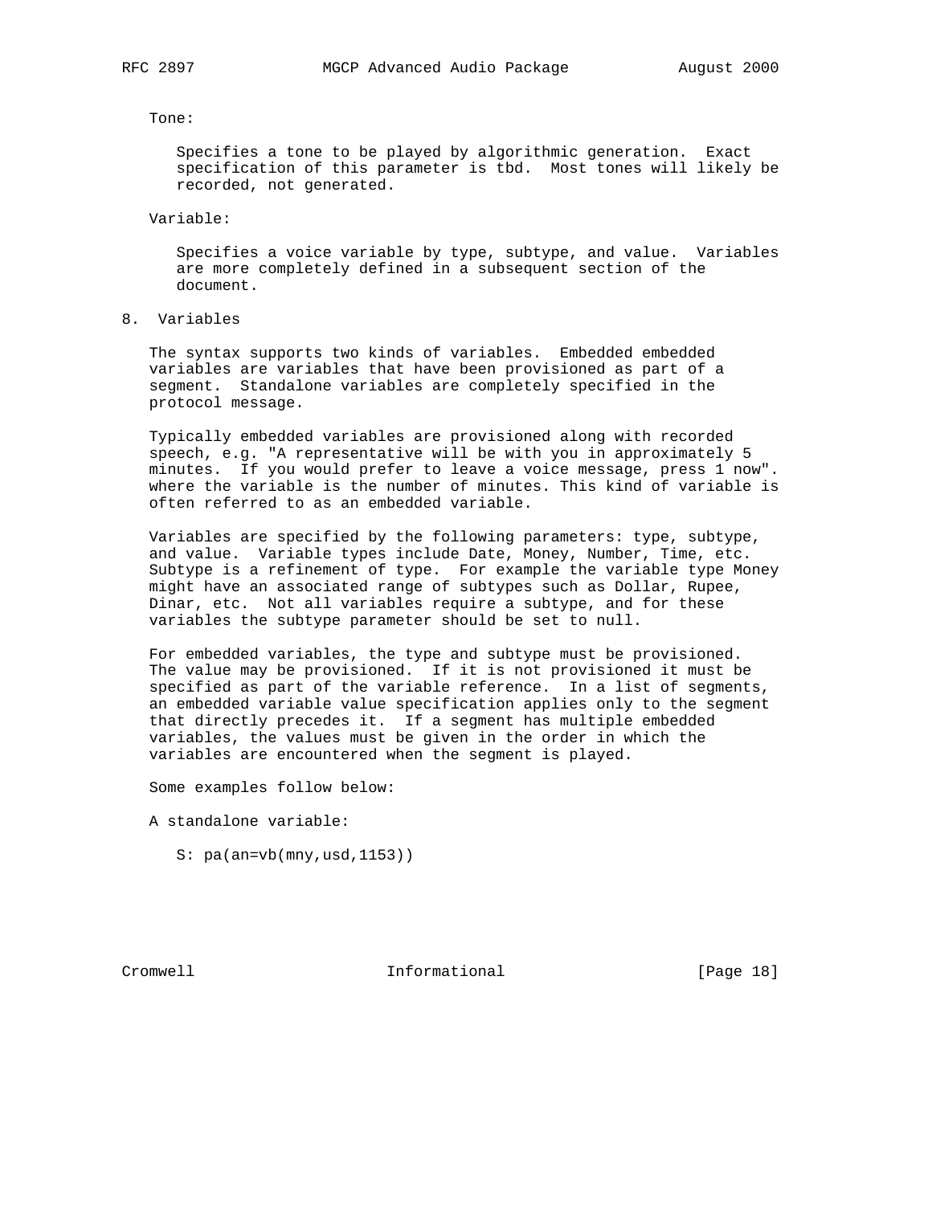Tone:

Specifies a tone to be played by algorithmic generation. Exact specification of this parameter is tbd. Most tones will likely be recorded, not generated.

Variable:

Specifies a voice variable by type, subtype, and value. Variables are more completely defined in a subsequent section of the document.

## 8. Variables

The syntax supports two kinds of variables. Embedded embedded variables are variables that have been provisioned as part of a segment. Standalone variables are completely specified in the protocol message.

Typically embedded variables are provisioned along with recorded speech, e.g. "A representative will be with you in approximately 5 minutes. If you would prefer to leave a voice message, press 1 now". where the variable is the number of minutes. This kind of variable is often referred to as an embedded variable.

Variables are specified by the following parameters: type, subtype, and value. Variable types include Date, Money, Number, Time, etc. Subtype is a refinement of type. For example the variable type Money might have an associated range of subtypes such as Dollar, Rupee, Dinar, etc. Not all variables require a subtype, and for these variables the subtype parameter should be set to null.

For embedded variables, the type and subtype must be provisioned. The value may be provisioned. If it is not provisioned it must be specified as part of the variable reference. In a list of segments, an embedded variable value specification applies only to the segment that directly precedes it. If a segment has multiple embedded variables, the values must be given in the order in which the variables are encountered when the segment is played.

Some examples follow below:

A standalone variable:

```
S: pa(an=vb(mny,usd,1153))
```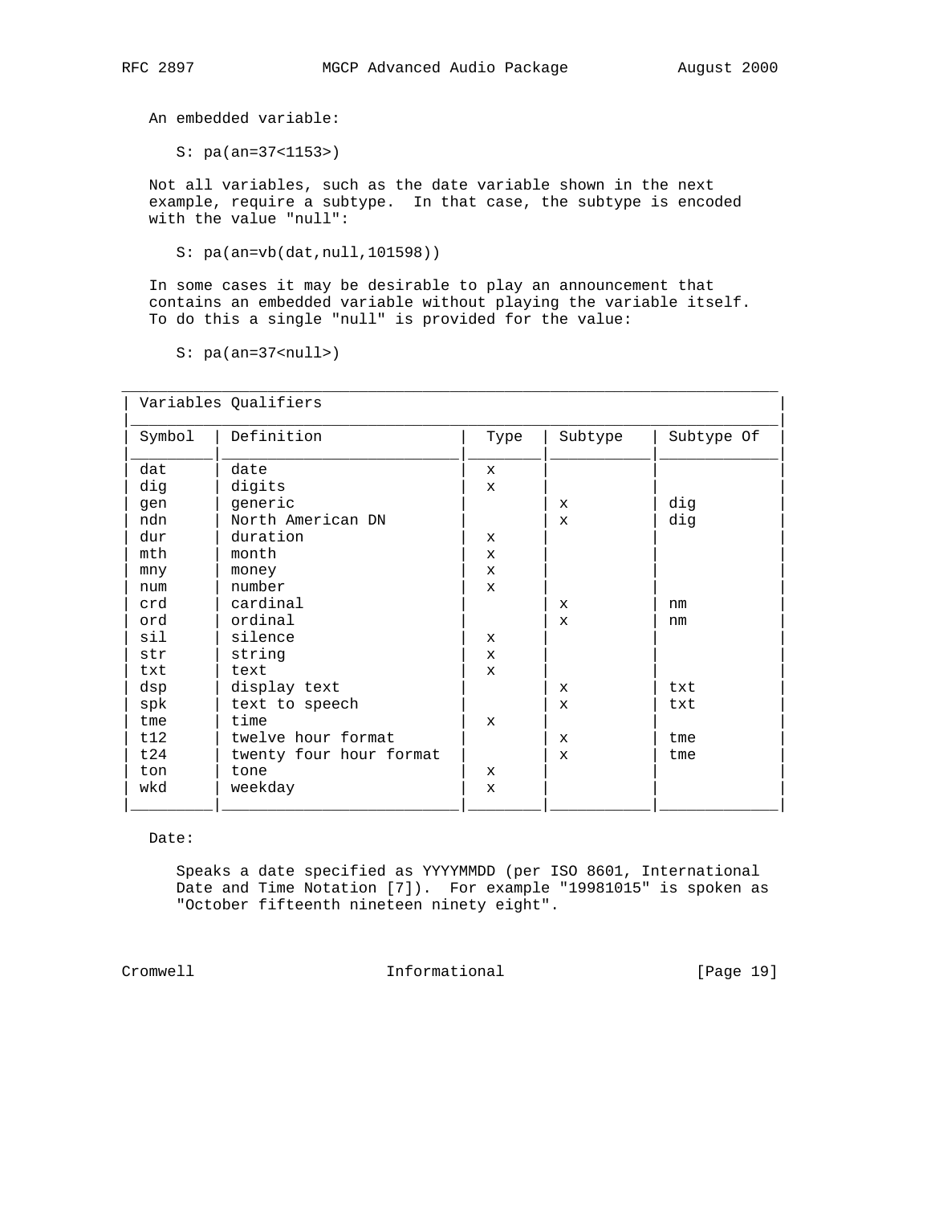An embedded variable:

```
S: pa(an=37<1153>)
```

Not all variables, such as the date variable shown in the next example, require a subtype. In that case, the subtype is encoded with the value "null":

```
S: pa(an=vb(dat,null,101598))
```

In some cases it may be desirable to play an announcement that contains an embedded variable without playing the variable itself. To do this a single "null" is provided for the value:

```
S: pa(an=37<null>)
```

**Variables Qualifiers**

| Symbol | Definition | Type | Subtype | Subtype Of |
|---|---|---|---|---|
| dat | date | x | | |
| dig | digits | x | | |
| gen | generic | | x | dig |
| ndn | North American DN | | x | dig |
| dur | duration | x | | |
| mth | month | x | | |
| mny | money | x | | |
| num | number | x | | |
| crd | cardinal | | x | nm |
| ord | ordinal | | x | nm |
| sil | silence | x | | |
| str | string | x | | |
| txt | text | x | | |
| dsp | display text | | x | txt |
| spk | text to speech | | x | txt |
| tme | time | x | | |
| t12 | twelve hour format | | x | tme |
| t24 | twenty four hour format | | x | tme |
| ton | tone | x | | |
| wkd | weekday | x | | |

Date:

Speaks a date specified as YYYYMMDD (per ISO 8601, International Date and Time Notation [7]). For example "19981015" is spoken as "October fifteenth nineteen ninety eight".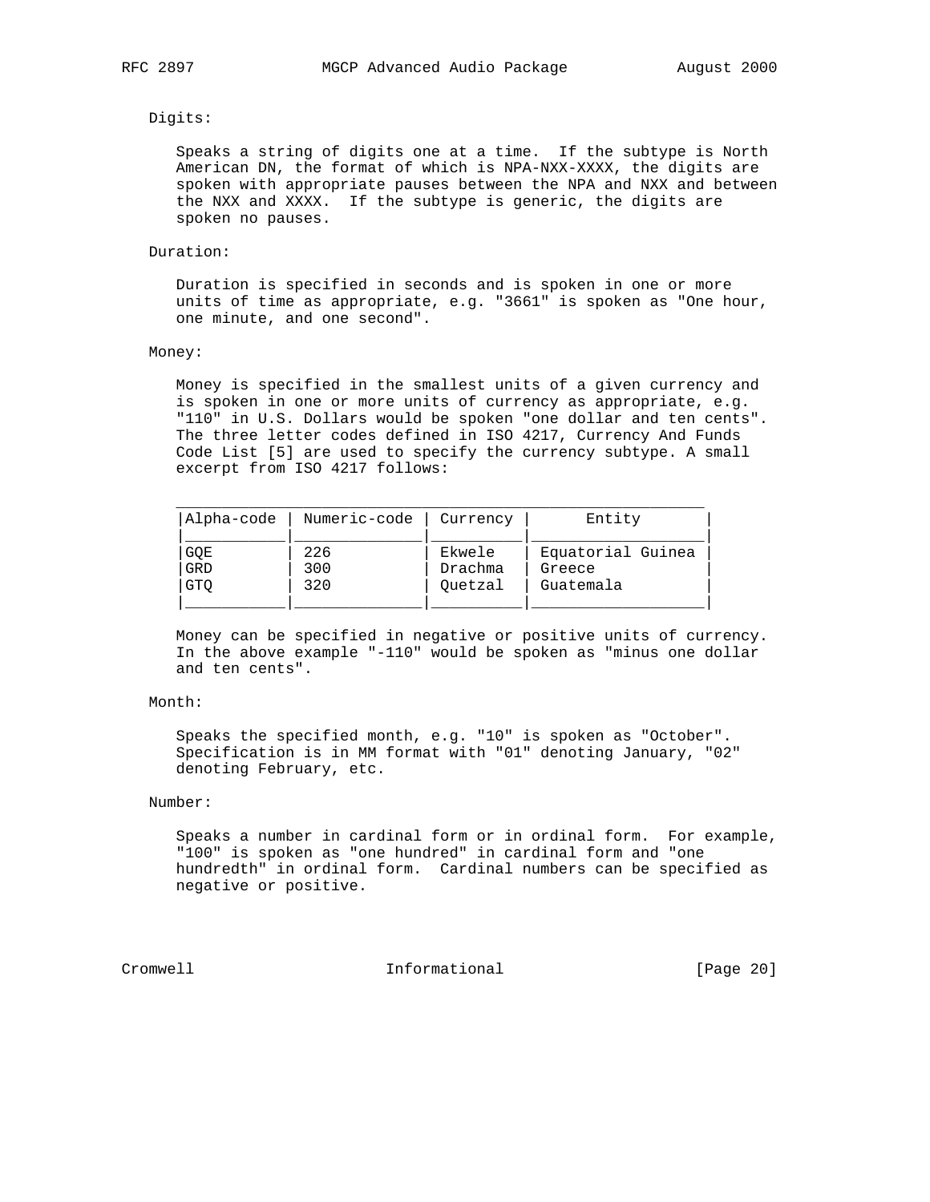Digits:

Speaks a string of digits one at a time. If the subtype is North American DN, the format of which is NPA-NXX-XXXX, the digits are spoken with appropriate pauses between the NPA and NXX and between the NXX and XXXX. If the subtype is generic, the digits are spoken no pauses.

Duration:

Duration is specified in seconds and is spoken in one or more units of time as appropriate, e.g. "3661" is spoken as "One hour, one minute, and one second".

Money:

Money is specified in the smallest units of a given currency and is spoken in one or more units of currency as appropriate, e.g. "110" in U.S. Dollars would be spoken "one dollar and ten cents". The three letter codes defined in ISO 4217, Currency And Funds Code List [5] are used to specify the currency subtype. A small excerpt from ISO 4217 follows:

| Alpha-code | Numeric-code | Currency | Entity |
|---|---|---|---|
| GQE | 226 | Ekwele | Equatorial Guinea |
| GRD | 300 | Drachma | Greece |
| GTQ | 320 | Quetzal | Guatemala |

Money can be specified in negative or positive units of currency. In the above example "-110" would be spoken as "minus one dollar and ten cents".

Month:

Speaks the specified month, e.g. "10" is spoken as "October". Specification is in MM format with "01" denoting January, "02" denoting February, etc.

Number:

Speaks a number in cardinal form or in ordinal form. For example, "100" is spoken as "one hundred" in cardinal form and "one hundredth" in ordinal form. Cardinal numbers can be specified as negative or positive.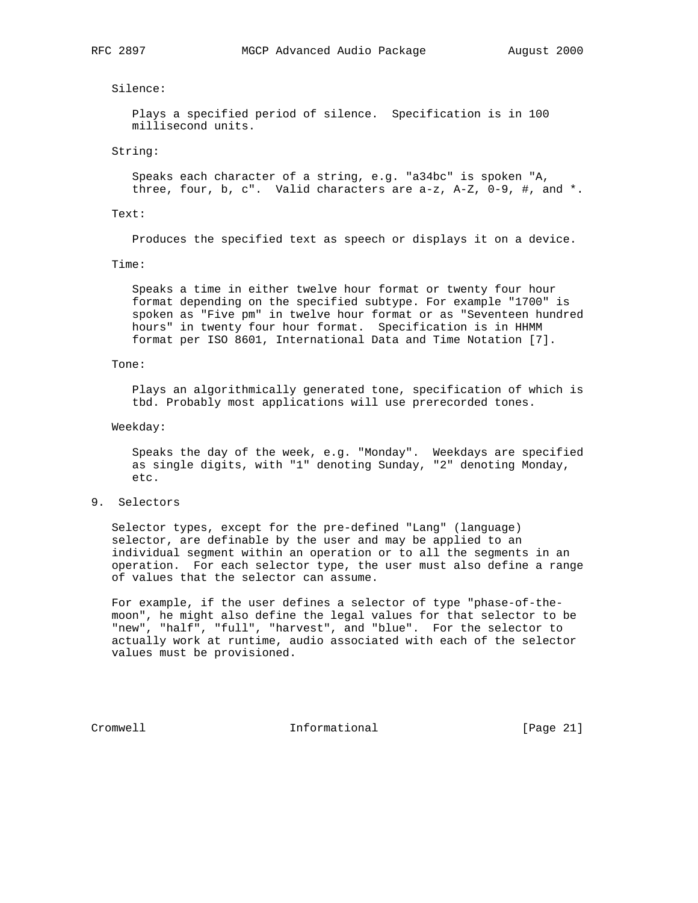Silence:

Plays a specified period of silence. Specification is in 100 millisecond units.

String:

Speaks each character of a string, e.g. "a34bc" is spoken "A, three, four, b, c". Valid characters are a-z, A-Z, 0-9, #, and *.

Text:

Produces the specified text as speech or displays it on a device.

Time:

Speaks a time in either twelve hour format or twenty four hour format depending on the specified subtype. For example "1700" is spoken as "Five pm" in twelve hour format or as "Seventeen hundred hours" in twenty four hour format. Specification is in HHMM format per ISO 8601, International Data and Time Notation [7].

Tone:

Plays an algorithmically generated tone, specification of which is tbd. Probably most applications will use prerecorded tones.

Weekday:

Speaks the day of the week, e.g. "Monday". Weekdays are specified as single digits, with "1" denoting Sunday, "2" denoting Monday, etc.

## 9. Selectors

Selector types, except for the pre-defined "Lang" (language) selector, are definable by the user and may be applied to an individual segment within an operation or to all the segments in an operation. For each selector type, the user must also define a range of values that the selector can assume.

For example, if the user defines a selector of type "phase-of-the-moon", he might also define the legal values for that selector to be "new", "half", "full", "harvest", and "blue". For the selector to actually work at runtime, audio associated with each of the selector values must be provisioned.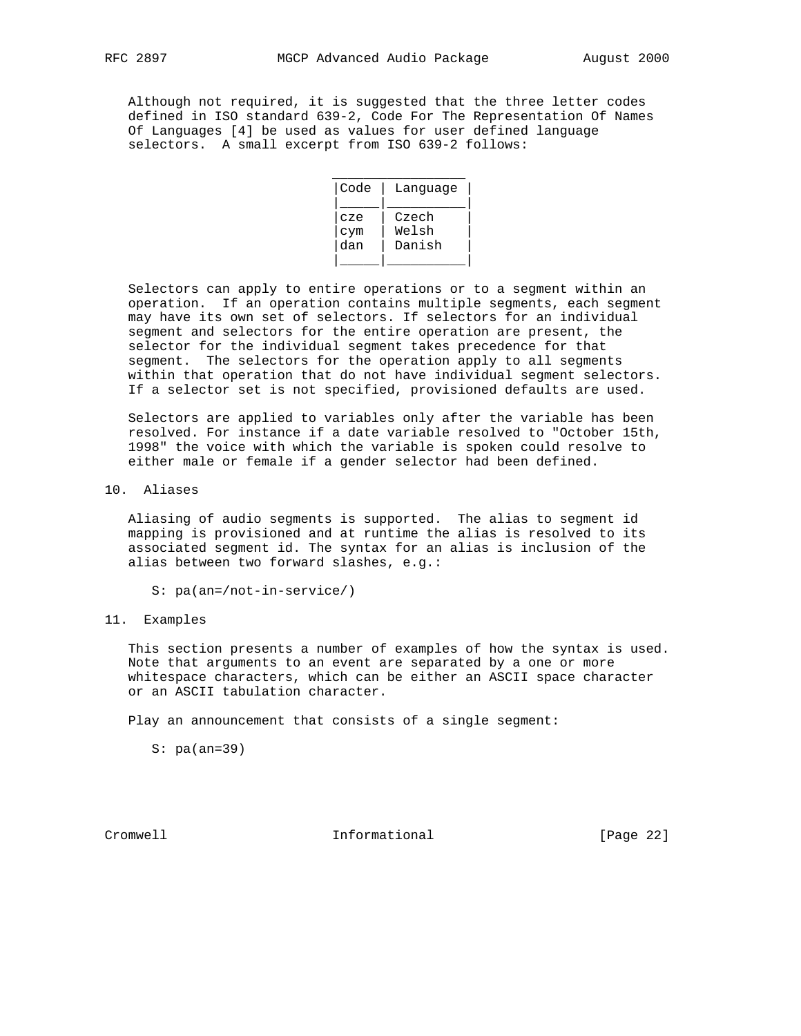Although not required, it is suggested that the three letter codes defined in ISO standard 639-2, Code For The Representation Of Names Of Languages [4] be used as values for user defined language selectors. A small excerpt from ISO 639-2 follows:

| Code | Language |
| --- | --- |
| cze | Czech |
| cym | Welsh |
| dan | Danish |

Selectors can apply to entire operations or to a segment within an operation. If an operation contains multiple segments, each segment may have its own set of selectors. If selectors for an individual segment and selectors for the entire operation are present, the selector for the individual segment takes precedence for that segment. The selectors for the operation apply to all segments within that operation that do not have individual segment selectors. If a selector set is not specified, provisioned defaults are used.

Selectors are applied to variables only after the variable has been resolved. For instance if a date variable resolved to "October 15th, 1998" the voice with which the variable is spoken could resolve to either male or female if a gender selector had been defined.

## 10. Aliases

Aliasing of audio segments is supported. The alias to segment id mapping is provisioned and at runtime the alias is resolved to its associated segment id. The syntax for an alias is inclusion of the alias between two forward slashes, e.g.:

```
S: pa(an=/not-in-service/)
```

## 11. Examples

This section presents a number of examples of how the syntax is used. Note that arguments to an event are separated by a one or more whitespace characters, which can be either an ASCII space character or an ASCII tabulation character.

Play an announcement that consists of a single segment:

```
S: pa(an=39)
```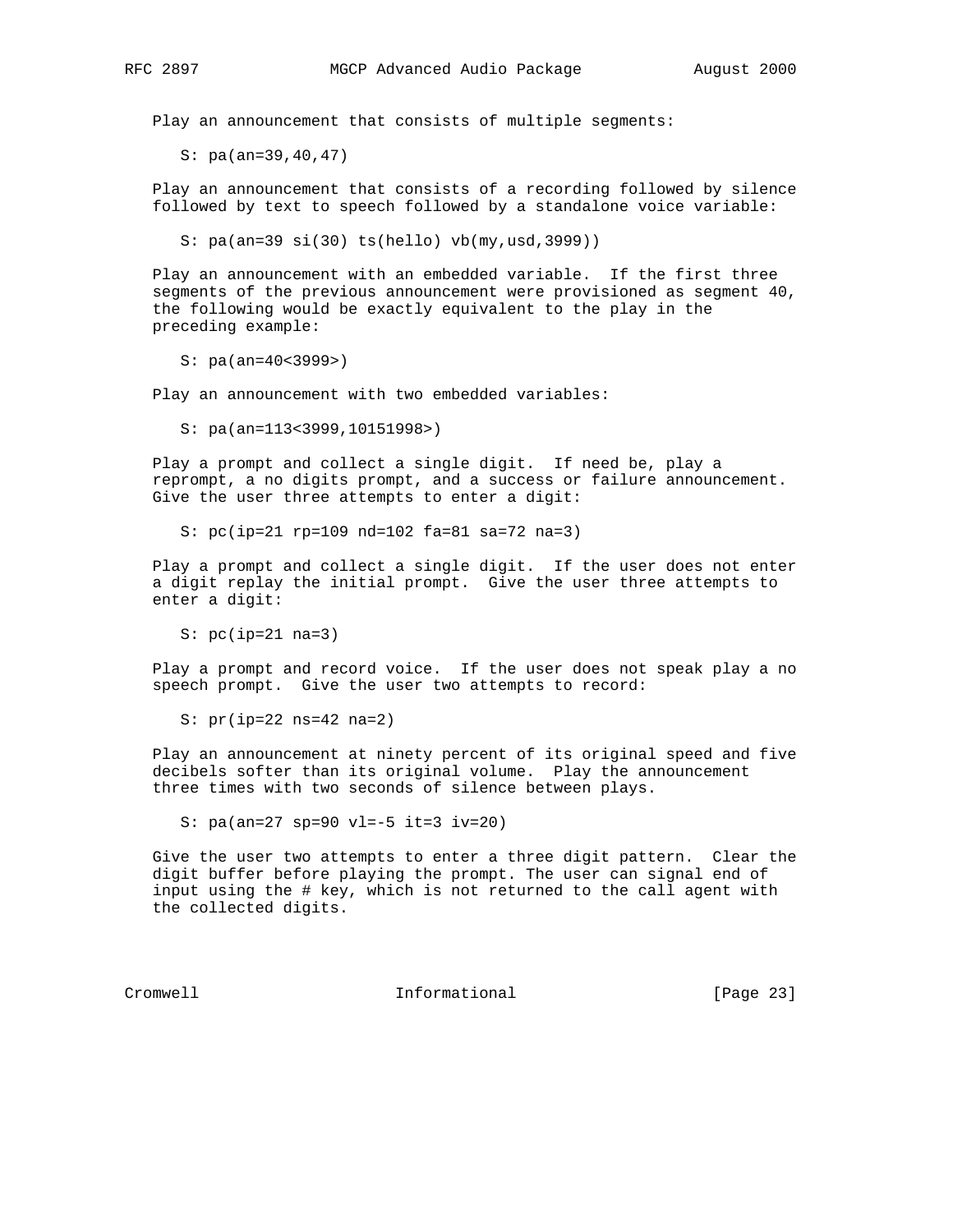Play an announcement that consists of multiple segments:

```
S: pa(an=39,40,47)
```

Play an announcement that consists of a recording followed by silence followed by text to speech followed by a standalone voice variable:

```
S: pa(an=39 si(30) ts(hello) vb(my,usd,3999))
```

Play an announcement with an embedded variable. If the first three segments of the previous announcement were provisioned as segment 40, the following would be exactly equivalent to the play in the preceding example:

```
S: pa(an=40<3999>)
```

Play an announcement with two embedded variables:

```
S: pa(an=113<3999,10151998>)
```

Play a prompt and collect a single digit. If need be, play a reprompt, a no digits prompt, and a success or failure announcement. Give the user three attempts to enter a digit:

```
S: pc(ip=21 rp=109 nd=102 fa=81 sa=72 na=3)
```

Play a prompt and collect a single digit. If the user does not enter a digit replay the initial prompt. Give the user three attempts to enter a digit:

```
S: pc(ip=21 na=3)
```

Play a prompt and record voice. If the user does not speak play a no speech prompt. Give the user two attempts to record:

```
S: pr(ip=22 ns=42 na=2)
```

Play an announcement at ninety percent of its original speed and five decibels softer than its original volume. Play the announcement three times with two seconds of silence between plays.

```
S: pa(an=27 sp=90 vl=-5 it=3 iv=20)
```

Give the user two attempts to enter a three digit pattern. Clear the digit buffer before playing the prompt. The user can signal end of input using the # key, which is not returned to the call agent with the collected digits.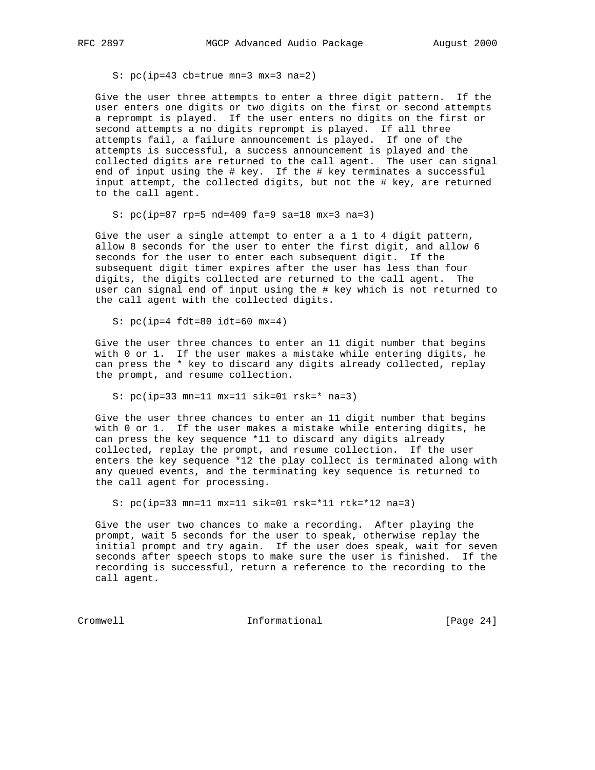```
S: pc(ip=43 cb=true mn=3 mx=3 na=2)
```

Give the user three attempts to enter a three digit pattern. If the user enters one digits or two digits on the first or second attempts a reprompt is played. If the user enters no digits on the first or second attempts a no digits reprompt is played. If all three attempts fail, a failure announcement is played. If one of the attempts is successful, a success announcement is played and the collected digits are returned to the call agent. The user can signal end of input using the # key. If the # key terminates a successful input attempt, the collected digits, but not the # key, are returned to the call agent.

```
S: pc(ip=87 rp=5 nd=409 fa=9 sa=18 mx=3 na=3)
```

Give the user a single attempt to enter a a 1 to 4 digit pattern, allow 8 seconds for the user to enter the first digit, and allow 6 seconds for the user to enter each subsequent digit. If the subsequent digit timer expires after the user has less than four digits, the digits collected are returned to the call agent. The user can signal end of input using the # key which is not returned to the call agent with the collected digits.

```
S: pc(ip=4 fdt=80 idt=60 mx=4)
```

Give the user three chances to enter an 11 digit number that begins with 0 or 1. If the user makes a mistake while entering digits, he can press the * key to discard any digits already collected, replay the prompt, and resume collection.

```
S: pc(ip=33 mn=11 mx=11 sik=01 rsk=* na=3)
```

Give the user three chances to enter an 11 digit number that begins with 0 or 1. If the user makes a mistake while entering digits, he can press the key sequence *11 to discard any digits already collected, replay the prompt, and resume collection. If the user enters the key sequence *12 the play collect is terminated along with any queued events, and the terminating key sequence is returned to the call agent for processing.

```
S: pc(ip=33 mn=11 mx=11 sik=01 rsk=*11 rtk=*12 na=3)
```

Give the user two chances to make a recording. After playing the prompt, wait 5 seconds for the user to speak, otherwise replay the initial prompt and try again. If the user does speak, wait for seven seconds after speech stops to make sure the user is finished. If the recording is successful, return a reference to the recording to the call agent.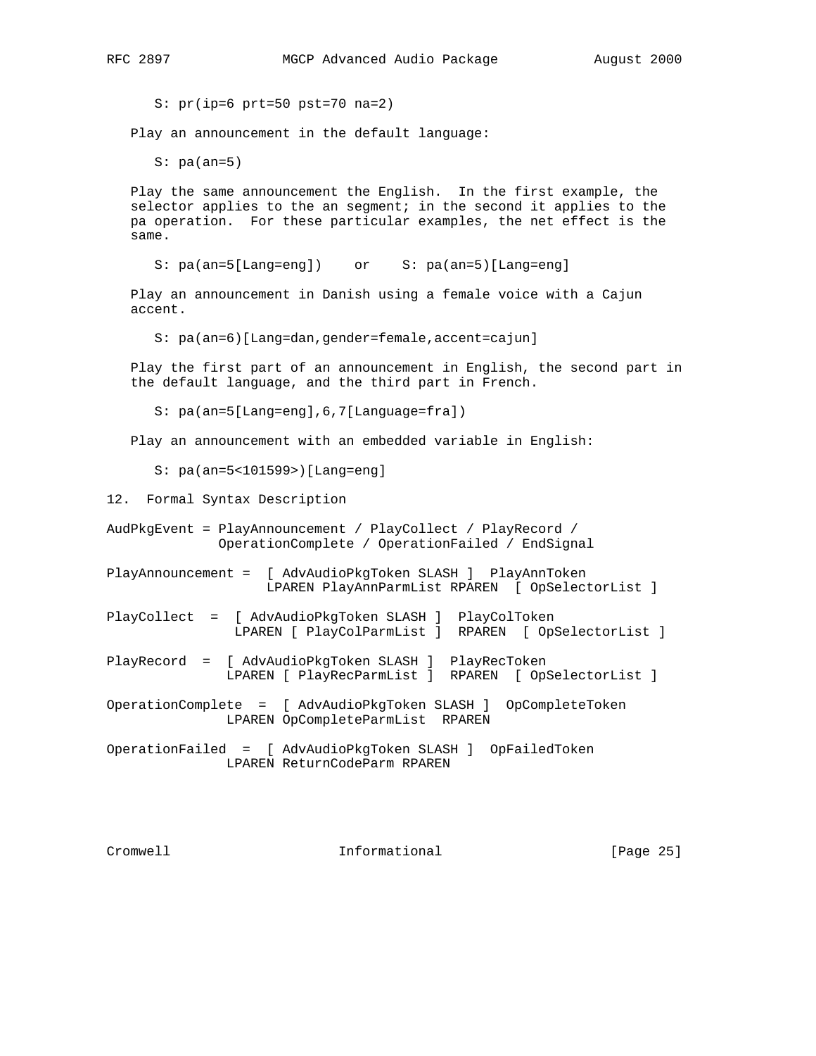```
S: pr(ip=6 prt=50 pst=70 na=2)
```

Play an announcement in the default language:

```
S: pa(an=5)
```

Play the same announcement the English. In the first example, the selector applies to the an segment; in the second it applies to the pa operation. For these particular examples, the net effect is the same.

```
S: pa(an=5[Lang=eng])    or    S: pa(an=5)[Lang=eng]
```

Play an announcement in Danish using a female voice with a Cajun accent.

```
S: pa(an=6)[Lang=dan,gender=female,accent=cajun]
```

Play the first part of an announcement in English, the second part in the default language, and the third part in French.

```
S: pa(an=5[Lang=eng],6,7[Language=fra])
```

Play an announcement with an embedded variable in English:

```
S: pa(an=5<101599>)[Lang=eng]
```

## 12. Formal Syntax Description

```
AudPkgEvent = PlayAnnouncement / PlayCollect / PlayRecord /
              OperationComplete / OperationFailed / EndSignal

PlayAnnouncement =  [ AdvAudioPkgToken SLASH ]  PlayAnnToken
                    LPAREN PlayAnnParmList RPAREN  [ OpSelectorList ]

PlayCollect  =  [ AdvAudioPkgToken SLASH ]  PlayColToken
                LPAREN [ PlayColParmList ]  RPAREN  [ OpSelectorList ]

PlayRecord  =  [ AdvAudioPkgToken SLASH ]  PlayRecToken
               LPAREN [ PlayRecParmList ]  RPAREN  [ OpSelectorList ]

OperationComplete  =  [ AdvAudioPkgToken SLASH ]  OpCompleteToken
               LPAREN OpCompleteParmList  RPAREN

OperationFailed  =  [ AdvAudioPkgToken SLASH ]  OpFailedToken
               LPAREN ReturnCodeParm RPAREN
```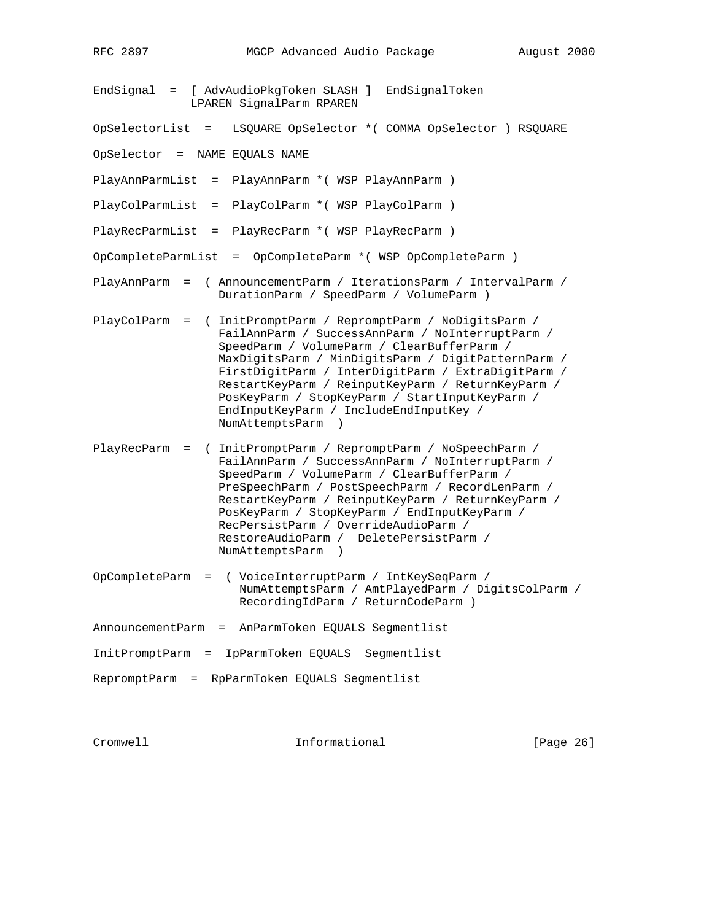```
EndSignal  =  [ AdvAudioPkgToken SLASH ]  EndSignalToken
              LPAREN SignalParm RPAREN

OpSelectorList  =   LSQUARE OpSelector *( COMMA OpSelector ) RSQUARE

OpSelector  =  NAME EQUALS NAME

PlayAnnParmList  =  PlayAnnParm *( WSP PlayAnnParm )

PlayColParmList  =  PlayColParm *( WSP PlayColParm )

PlayRecParmList  =  PlayRecParm *( WSP PlayRecParm )

OpCompleteParmList  =  OpCompleteParm *( WSP OpCompleteParm )

PlayAnnParm  =  ( AnnouncementParm / IterationsParm / IntervalParm /
                  DurationParm / SpeedParm / VolumeParm )

PlayColParm  =  ( InitPromptParm / RepromptParm / NoDigitsParm /
                  FailAnnParm / SuccessAnnParm / NoInterruptParm /
                  SpeedParm / VolumeParm / ClearBufferParm /
                  MaxDigitsParm / MinDigitsParm / DigitPatternParm /
                  FirstDigitParm / InterDigitParm / ExtraDigitParm /
                  RestartKeyParm / ReinputKeyParm / ReturnKeyParm /
                  PosKeyParm / StopKeyParm / StartInputKeyParm /
                  EndInputKeyParm / IncludeEndInputKey /
                  NumAttemptsParm  )

PlayRecParm  =  ( InitPromptParm / RepromptParm / NoSpeechParm /
                  FailAnnParm / SuccessAnnParm / NoInterruptParm /
                  SpeedParm / VolumeParm / ClearBufferParm /
                  PreSpeechParm / PostSpeechParm / RecordLenParm /
                  RestartKeyParm / ReinputKeyParm / ReturnKeyParm /
                  PosKeyParm / StopKeyParm / EndInputKeyParm /
                  RecPersistParm / OverrideAudioParm /
                  RestoreAudioParm /  DeletePersistParm /
                  NumAttemptsParm  )

OpCompleteParm  =  ( VoiceInterruptParm / IntKeySeqParm /
                     NumAttemptsParm / AmtPlayedParm / DigitsColParm /
                     RecordingIdParm / ReturnCodeParm )

AnnouncementParm  =  AnParmToken EQUALS Segmentlist

InitPromptParm  =  IpParmToken EQUALS  Segmentlist

RepromptParm  =  RpParmToken EQUALS Segmentlist
```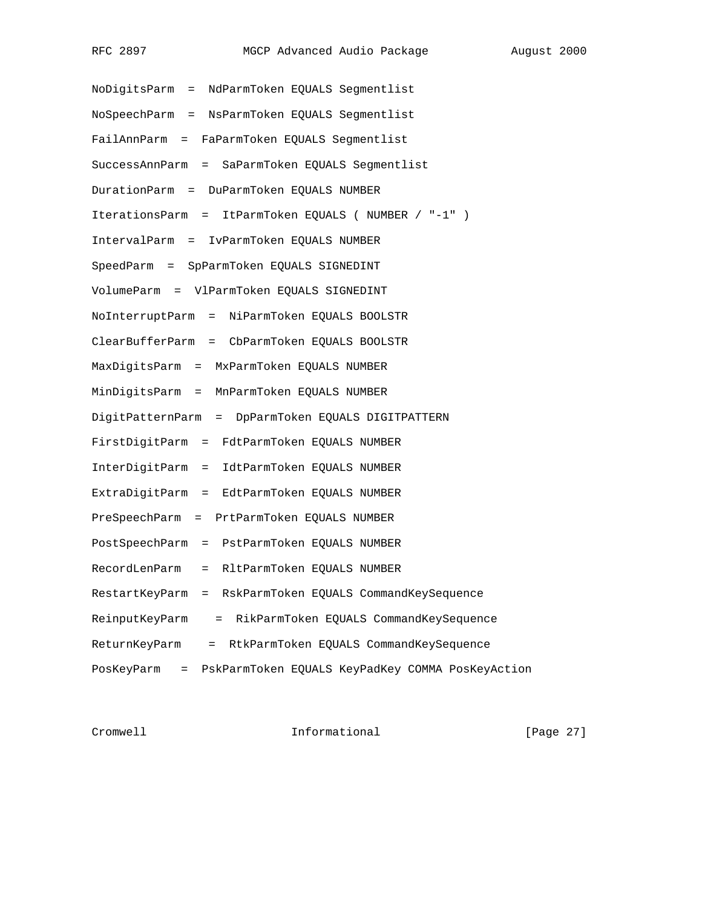```
NoDigitsParm  =  NdParmToken EQUALS Segmentlist

NoSpeechParm  =  NsParmToken EQUALS Segmentlist

FailAnnParm  =  FaParmToken EQUALS Segmentlist

SuccessAnnParm  =  SaParmToken EQUALS Segmentlist

DurationParm  =  DuParmToken EQUALS NUMBER

IterationsParm  =  ItParmToken EQUALS ( NUMBER / "-1" )

IntervalParm  =  IvParmToken EQUALS NUMBER

SpeedParm  =  SpParmToken EQUALS SIGNEDINT

VolumeParm  =  VlParmToken EQUALS SIGNEDINT

NoInterruptParm  =  NiParmToken EQUALS BOOLSTR

ClearBufferParm  =  CbParmToken EQUALS BOOLSTR

MaxDigitsParm  =  MxParmToken EQUALS NUMBER

MinDigitsParm  =  MnParmToken EQUALS NUMBER

DigitPatternParm  =  DpParmToken EQUALS DIGITPATTERN

FirstDigitParm  =  FdtParmToken EQUALS NUMBER

InterDigitParm  =  IdtParmToken EQUALS NUMBER

ExtraDigitParm  =  EdtParmToken EQUALS NUMBER

PreSpeechParm  =  PrtParmToken EQUALS NUMBER

PostSpeechParm  =  PstParmToken EQUALS NUMBER

RecordLenParm   =  RltParmToken EQUALS NUMBER

RestartKeyParm  =  RskParmToken EQUALS CommandKeySequence

ReinputKeyParm    =  RikParmToken EQUALS CommandKeySequence

ReturnKeyParm    =  RtkParmToken EQUALS CommandKeySequence

PosKeyParm   =  PskParmToken EQUALS KeyPadKey COMMA PosKeyAction
```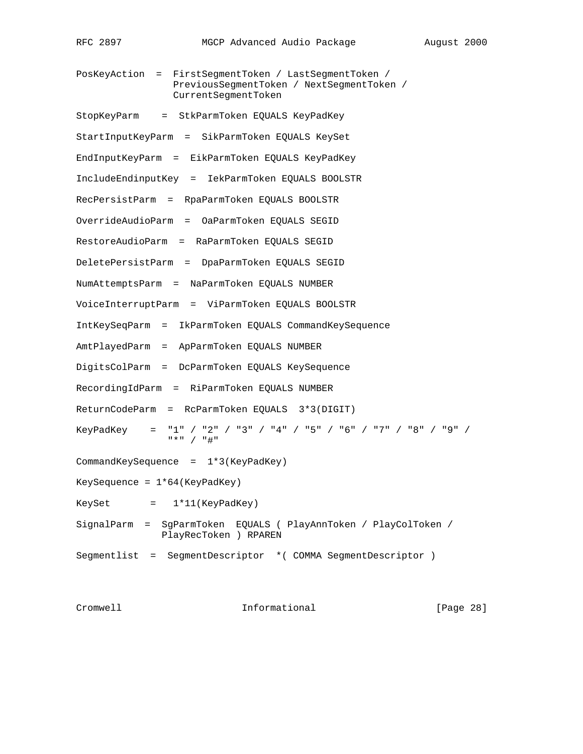```
PosKeyAction  =  FirstSegmentToken / LastSegmentToken /
                 PreviousSegmentToken / NextSegmentToken /
                 CurrentSegmentToken

StopKeyParm    =  StkParmToken EQUALS KeyPadKey

StartInputKeyParm  =  SikParmToken EQUALS KeySet

EndInputKeyParm  =  EikParmToken EQUALS KeyPadKey

IncludeEndinputKey  =  IekParmToken EQUALS BOOLSTR

RecPersistParm  =  RpaParmToken EQUALS BOOLSTR

OverrideAudioParm  =  OaParmToken EQUALS SEGID

RestoreAudioParm  =  RaParmToken EQUALS SEGID

DeletePersistParm  =  DpaParmToken EQUALS SEGID

NumAttemptsParm  =  NaParmToken EQUALS NUMBER

VoiceInterruptParm  =  ViParmToken EQUALS BOOLSTR

IntKeySeqParm  =  IkParmToken EQUALS CommandKeySequence

AmtPlayedParm  =  ApParmToken EQUALS NUMBER

DigitsColParm  =  DcParmToken EQUALS KeySequence

RecordingIdParm  =  RiParmToken EQUALS NUMBER

ReturnCodeParm  =  RcParmToken EQUALS  3*3(DIGIT)

KeyPadKey    =  "1" / "2" / "3" / "4" / "5" / "6" / "7" / "8" / "9" /
                "*" / "#"

CommandKeySequence  =  1*3(KeyPadKey)

KeySequence = 1*64(KeyPadKey)

KeySet       =   1*11(KeyPadKey)

SignalParm  =  SgParmToken  EQUALS ( PlayAnnToken / PlayColToken /
               PlayRecToken ) RPAREN

Segmentlist  =  SegmentDescriptor  *( COMMA SegmentDescriptor )
```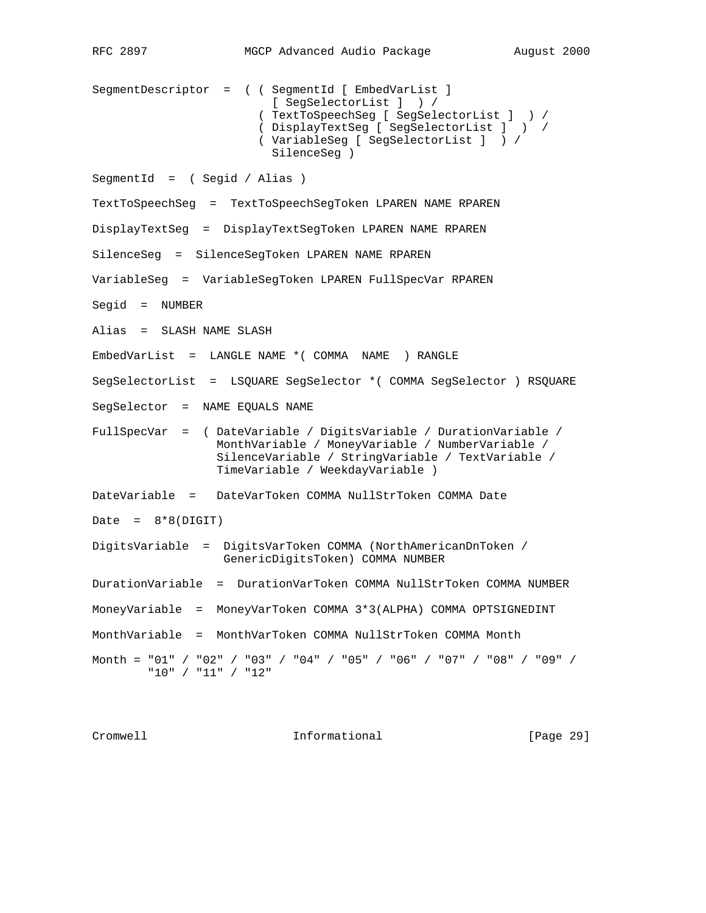```
SegmentDescriptor  =  ( ( SegmentId [ EmbedVarList ]
                          [ SegSelectorList ]  ) /
                        ( TextToSpeechSeg [ SegSelectorList ]  ) /
                        ( DisplayTextSeg [ SegSelectorList ]  )  /
                        ( VariableSeg [ SegSelectorList ]  ) /
                          SilenceSeg )

SegmentId  =  ( Segid / Alias )

TextToSpeechSeg  =  TextToSpeechSegToken LPAREN NAME RPAREN

DisplayTextSeg  =  DisplayTextSegToken LPAREN NAME RPAREN

SilenceSeg  =  SilenceSegToken LPAREN NAME RPAREN

VariableSeg  =  VariableSegToken LPAREN FullSpecVar RPAREN

Segid  =  NUMBER

Alias  =  SLASH NAME SLASH

EmbedVarList  =  LANGLE NAME *( COMMA  NAME  ) RANGLE

SegSelectorList  =  LSQUARE SegSelector *( COMMA SegSelector ) RSQUARE

SegSelector  =  NAME EQUALS NAME

FullSpecVar  =  ( DateVariable / DigitsVariable / DurationVariable /
                  MonthVariable / MoneyVariable / NumberVariable /
                  SilenceVariable / StringVariable / TextVariable /
                  TimeVariable / WeekdayVariable )

DateVariable  =   DateVarToken COMMA NullStrToken COMMA Date

Date  =  8*8(DIGIT)

DigitsVariable  =  DigitsVarToken COMMA (NorthAmericanDnToken /
                   GenericDigitsToken) COMMA NUMBER

DurationVariable  =  DurationVarToken COMMA NullStrToken COMMA NUMBER

MoneyVariable  =  MoneyVarToken COMMA 3*3(ALPHA) COMMA OPTSIGNEDINT

MonthVariable  =  MonthVarToken COMMA NullStrToken COMMA Month

Month = "01" / "02" / "03" / "04" / "05" / "06" / "07" / "08" / "09" /
        "10" / "11" / "12"
```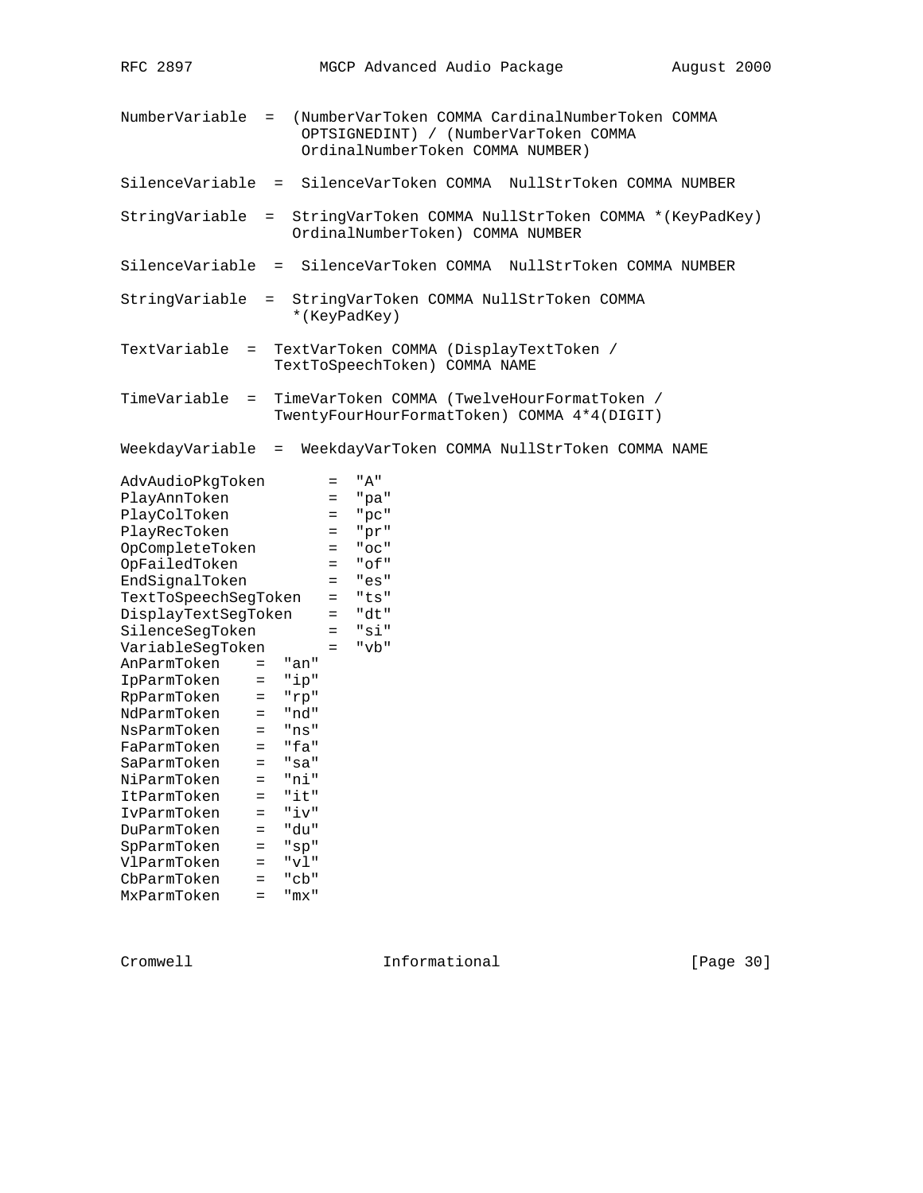```
NumberVariable  =  (NumberVarToken COMMA CardinalNumberToken COMMA
                    OPTSIGNEDINT) / (NumberVarToken COMMA
                    OrdinalNumberToken COMMA NUMBER)

SilenceVariable  =  SilenceVarToken COMMA  NullStrToken COMMA NUMBER

StringVariable  =  StringVarToken COMMA NullStrToken COMMA *(KeyPadKey)
                   OrdinalNumberToken) COMMA NUMBER

SilenceVariable  =  SilenceVarToken COMMA  NullStrToken COMMA NUMBER

StringVariable  =  StringVarToken COMMA NullStrToken COMMA
                   *(KeyPadKey)

TextVariable  =  TextVarToken COMMA (DisplayTextToken /
                 TextToSpeechToken) COMMA NAME

TimeVariable  =  TimeVarToken COMMA (TwelveHourFormatToken /
                 TwentyFourHourFormatToken) COMMA 4*4(DIGIT)

WeekdayVariable  =  WeekdayVarToken COMMA NullStrToken COMMA NAME

AdvAudioPkgToken       =  "A"
PlayAnnToken           =  "pa"
PlayColToken           =  "pc"
PlayRecToken           =  "pr"
OpCompleteToken        =  "oc"
OpFailedToken          =  "of"
EndSignalToken         =  "es"
TextToSpeechSegToken   =  "ts"
DisplayTextSegToken    =  "dt"
SilenceSegToken        =  "si"
VariableSegToken       =  "vb"
AnParmToken    =  "an"
IpParmToken    =  "ip"
RpParmToken    =  "rp"
NdParmToken    =  "nd"
NsParmToken    =  "ns"
FaParmToken    =  "fa"
SaParmToken    =  "sa"
NiParmToken    =  "ni"
ItParmToken    =  "it"
IvParmToken    =  "iv"
DuParmToken    =  "du"
SpParmToken    =  "sp"
VlParmToken    =  "vl"
CbParmToken    =  "cb"
MxParmToken    =  "mx"
```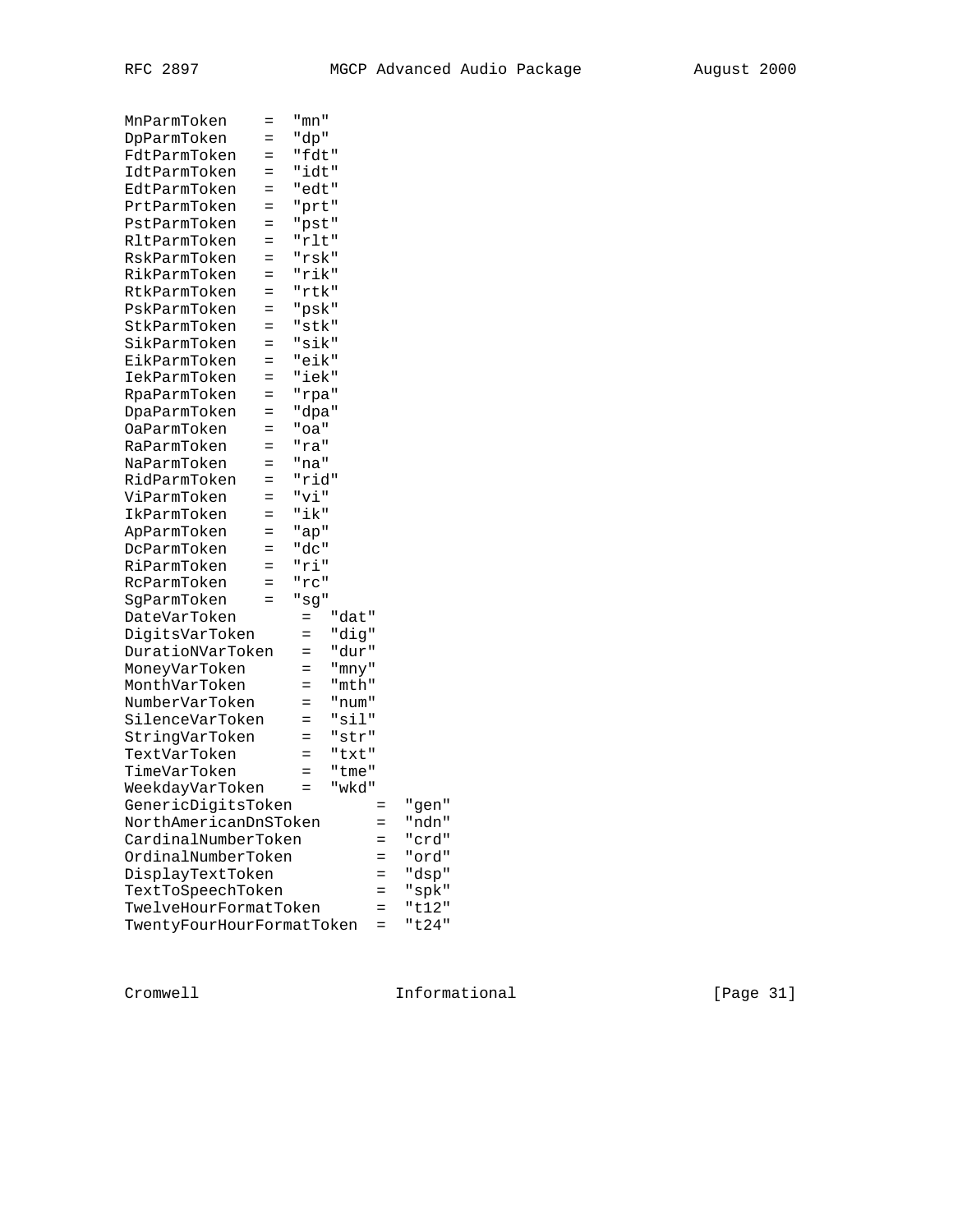```
MnParmToken    =  "mn"
DpParmToken    =  "dp"
FdtParmToken   =  "fdt"
IdtParmToken   =  "idt"
EdtParmToken   =  "edt"
PrtParmToken   =  "prt"
PstParmToken   =  "pst"
RltParmToken   =  "rlt"
RskParmToken   =  "rsk"
RikParmToken   =  "rik"
RtkParmToken   =  "rtk"
PskParmToken   =  "psk"
StkParmToken   =  "stk"
SikParmToken   =  "sik"
EikParmToken   =  "eik"
IekParmToken   =  "iek"
RpaParmToken   =  "rpa"
DpaParmToken   =  "dpa"
OaParmToken    =  "oa"
RaParmToken    =  "ra"
NaParmToken    =  "na"
RidParmToken   =  "rid"
ViParmToken    =  "vi"
IkParmToken    =  "ik"
ApParmToken    =  "ap"
DcParmToken    =  "dc"
RiParmToken    =  "ri"
RcParmToken    =  "rc"
SgParmToken    =  "sg"
DateVarToken       =  "dat"
DigitsVarToken     =  "dig"
DuratioNVarToken   =  "dur"
MoneyVarToken      =  "mny"
MonthVarToken      =  "mth"
NumberVarToken     =  "num"
SilenceVarToken    =  "sil"
StringVarToken     =  "str"
TextVarToken       =  "txt"
TimeVarToken       =  "tme"
WeekdayVarToken    =  "wkd"
GenericDigitsToken         =  "gen"
NorthAmericanDnSToken      =  "ndn"
CardinalNumberToken        =  "crd"
OrdinalNumberToken         =  "ord"
DisplayTextToken           =  "dsp"
TextToSpeechToken          =  "spk"
TwelveHourFormatToken      =  "t12"
TwentyFourHourFormatToken  =  "t24"
```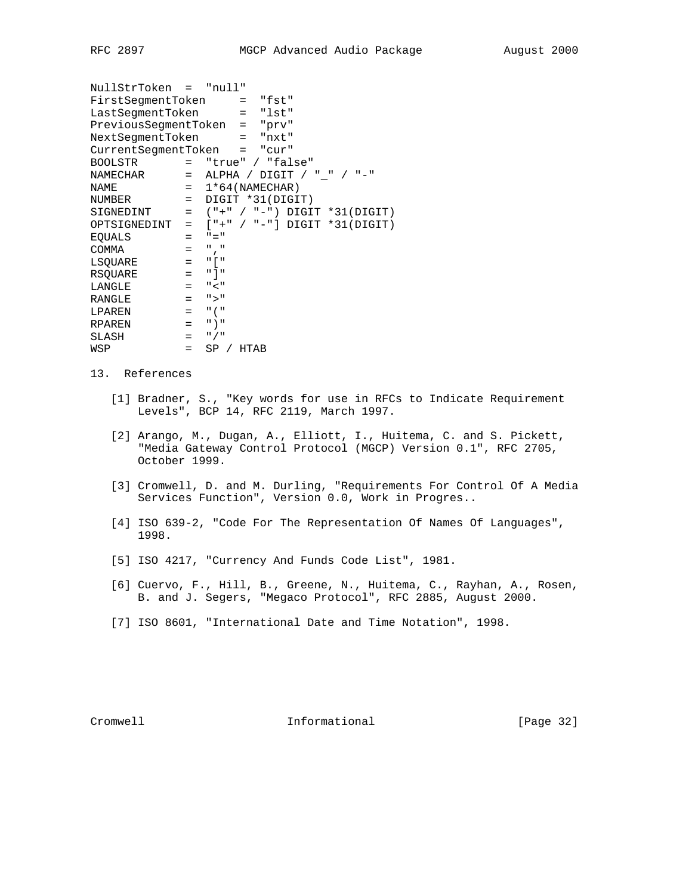```
NullStrToken  =  "null"
FirstSegmentToken     =  "fst"
LastSegmentToken      =  "lst"
PreviousSegmentToken  =  "prv"
NextSegmentToken      =  "nxt"
CurrentSegmentToken   =  "cur"
BOOLSTR       =  "true" / "false"
NAMECHAR      =  ALPHA / DIGIT / "_" / "-"
NAME          =  1*64(NAMECHAR)
NUMBER        =  DIGIT *31(DIGIT)
SIGNEDINT     =  ("+" / "-") DIGIT *31(DIGIT)
OPTSIGNEDINT  =  ["+" / "-"] DIGIT *31(DIGIT)
EQUALS        =  "="
COMMA         =  ","
LSQUARE       =  "["
RSQUARE       =  "]"
LANGLE        =  "<"
RANGLE        =  ">"
LPAREN        =  "("
RPAREN        =  ")"
SLASH         =  "/"
WSP           =  SP / HTAB
```

## 13. References

[1] Bradner, S., "Key words for use in RFCs to Indicate Requirement Levels", BCP 14, RFC 2119, March 1997.

[2] Arango, M., Dugan, A., Elliott, I., Huitema, C. and S. Pickett, "Media Gateway Control Protocol (MGCP) Version 0.1", RFC 2705, October 1999.

[3] Cromwell, D. and M. Durling, "Requirements For Control Of A Media Services Function", Version 0.0, Work in Progres..

[4] ISO 639-2, "Code For The Representation Of Names Of Languages", 1998.

[5] ISO 4217, "Currency And Funds Code List", 1981.

[6] Cuervo, F., Hill, B., Greene, N., Huitema, C., Rayhan, A., Rosen, B. and J. Segers, "Megaco Protocol", RFC 2885, August 2000.

[7] ISO 8601, "International Date and Time Notation", 1998.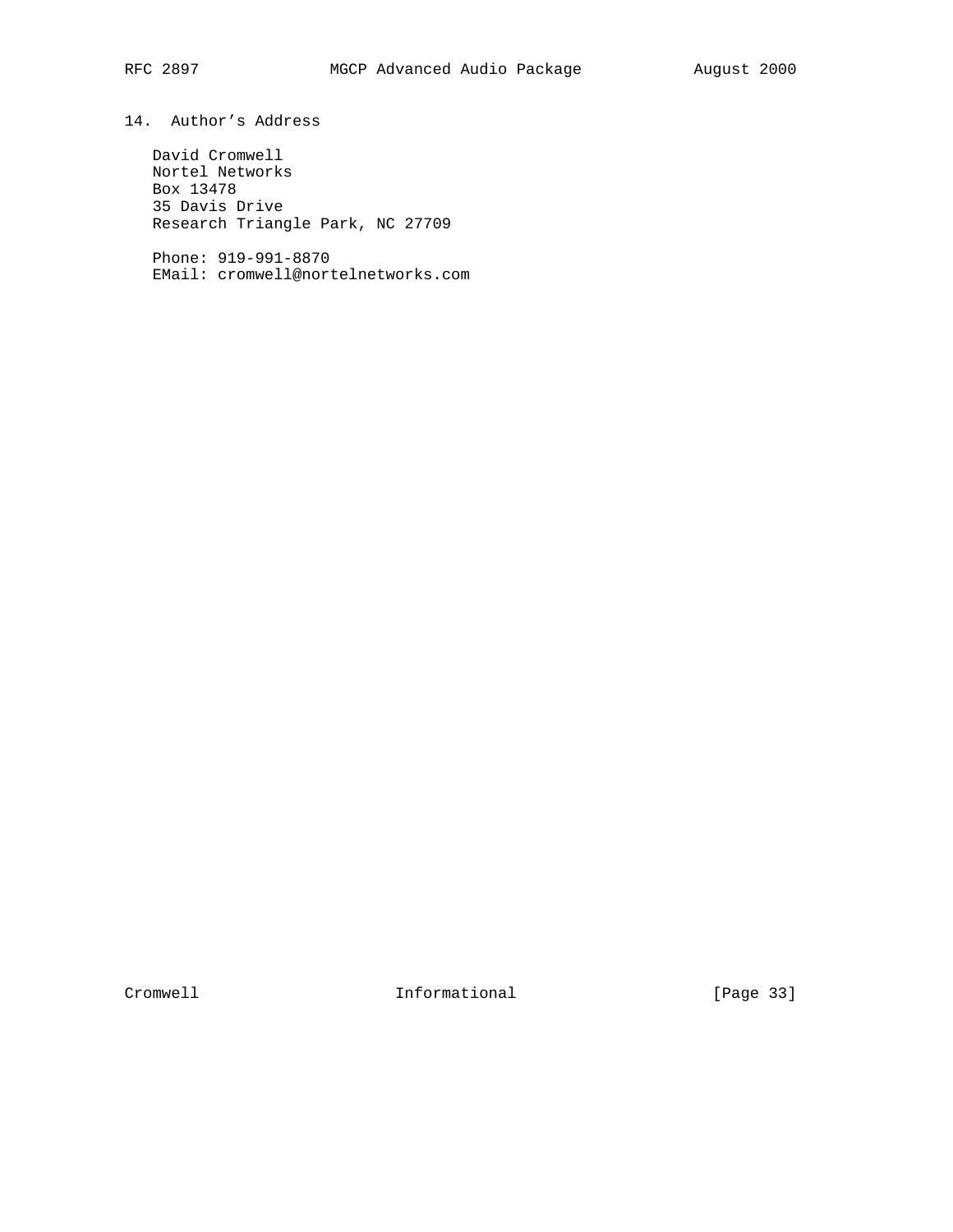## 14. Author's Address

David Cromwell
Nortel Networks
Box 13478
35 Davis Drive
Research Triangle Park, NC 27709

Phone: 919-991-8870
EMail: cromwell@nortelnetworks.com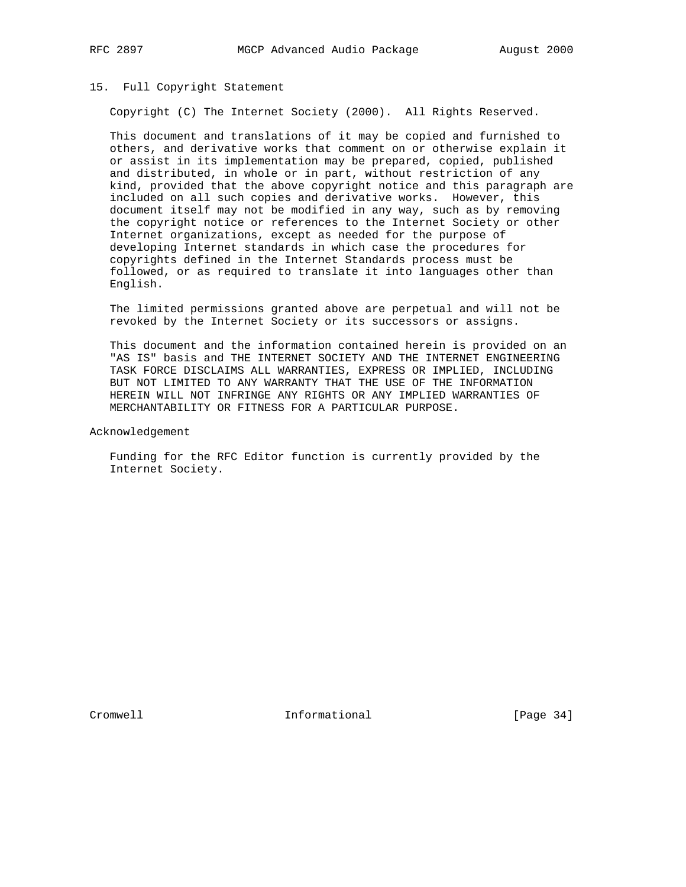## 15. Full Copyright Statement

Copyright (C) The Internet Society (2000). All Rights Reserved.

This document and translations of it may be copied and furnished to others, and derivative works that comment on or otherwise explain it or assist in its implementation may be prepared, copied, published and distributed, in whole or in part, without restriction of any kind, provided that the above copyright notice and this paragraph are included on all such copies and derivative works. However, this document itself may not be modified in any way, such as by removing the copyright notice or references to the Internet Society or other Internet organizations, except as needed for the purpose of developing Internet standards in which case the procedures for copyrights defined in the Internet Standards process must be followed, or as required to translate it into languages other than English.

The limited permissions granted above are perpetual and will not be revoked by the Internet Society or its successors or assigns.

This document and the information contained herein is provided on an "AS IS" basis and THE INTERNET SOCIETY AND THE INTERNET ENGINEERING TASK FORCE DISCLAIMS ALL WARRANTIES, EXPRESS OR IMPLIED, INCLUDING BUT NOT LIMITED TO ANY WARRANTY THAT THE USE OF THE INFORMATION HEREIN WILL NOT INFRINGE ANY RIGHTS OR ANY IMPLIED WARRANTIES OF MERCHANTABILITY OR FITNESS FOR A PARTICULAR PURPOSE.

## Acknowledgement

Funding for the RFC Editor function is currently provided by the Internet Society.